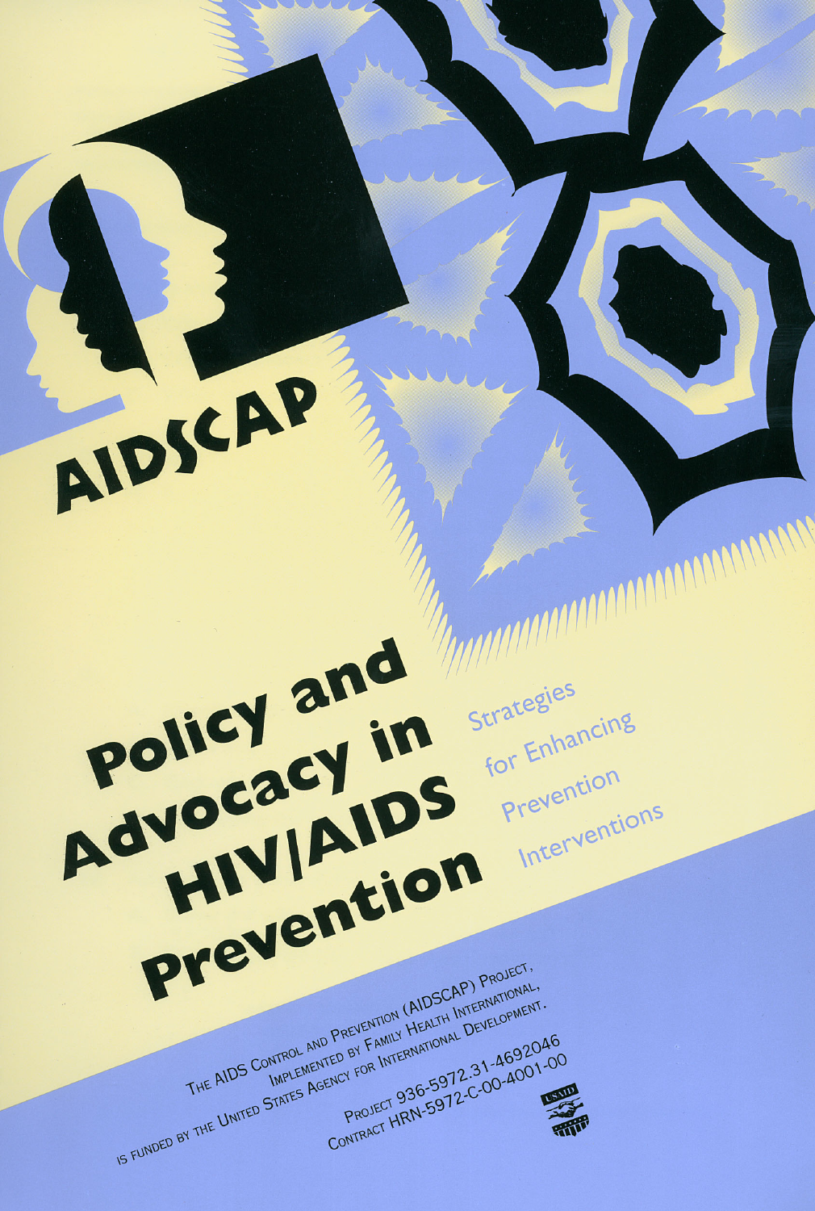AIDSCAP

# Policy and Advocacy in HIV/AIDS Prevention

## Strategies for Enhancing Prevention Interventions

The AIDS Control and Prevention (AIDSCAP) Project, implemented by Family Health International, is funded by the United States Agency for International Development.

Project 936-5972.31-4692046
Contract HRN-5972-C-00-4001-00

USAID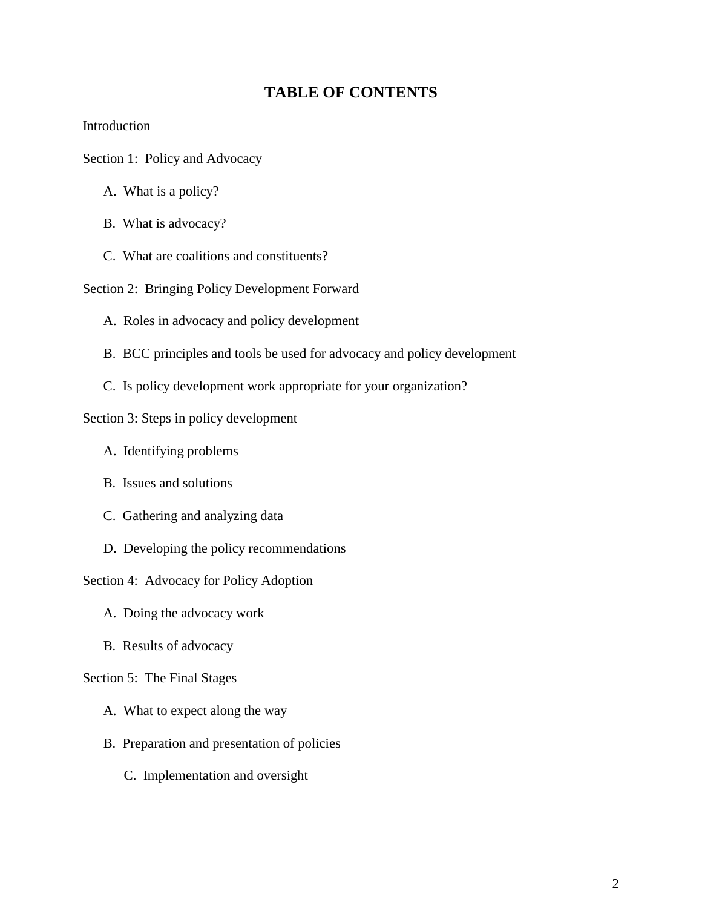# TABLE OF CONTENTS

Introduction

Section 1: Policy and Advocacy

- A. What is a policy?
- B. What is advocacy?
- C. What are coalitions and constituents?

Section 2: Bringing Policy Development Forward

- A. Roles in advocacy and policy development
- B. BCC principles and tools be used for advocacy and policy development
- C. Is policy development work appropriate for your organization?

Section 3: Steps in policy development

- A. Identifying problems
- B. Issues and solutions
- C. Gathering and analyzing data
- D. Developing the policy recommendations

Section 4: Advocacy for Policy Adoption

- A. Doing the advocacy work
- B. Results of advocacy

Section 5: The Final Stages

- A. What to expect along the way
- B. Preparation and presentation of policies
- C. Implementation and oversight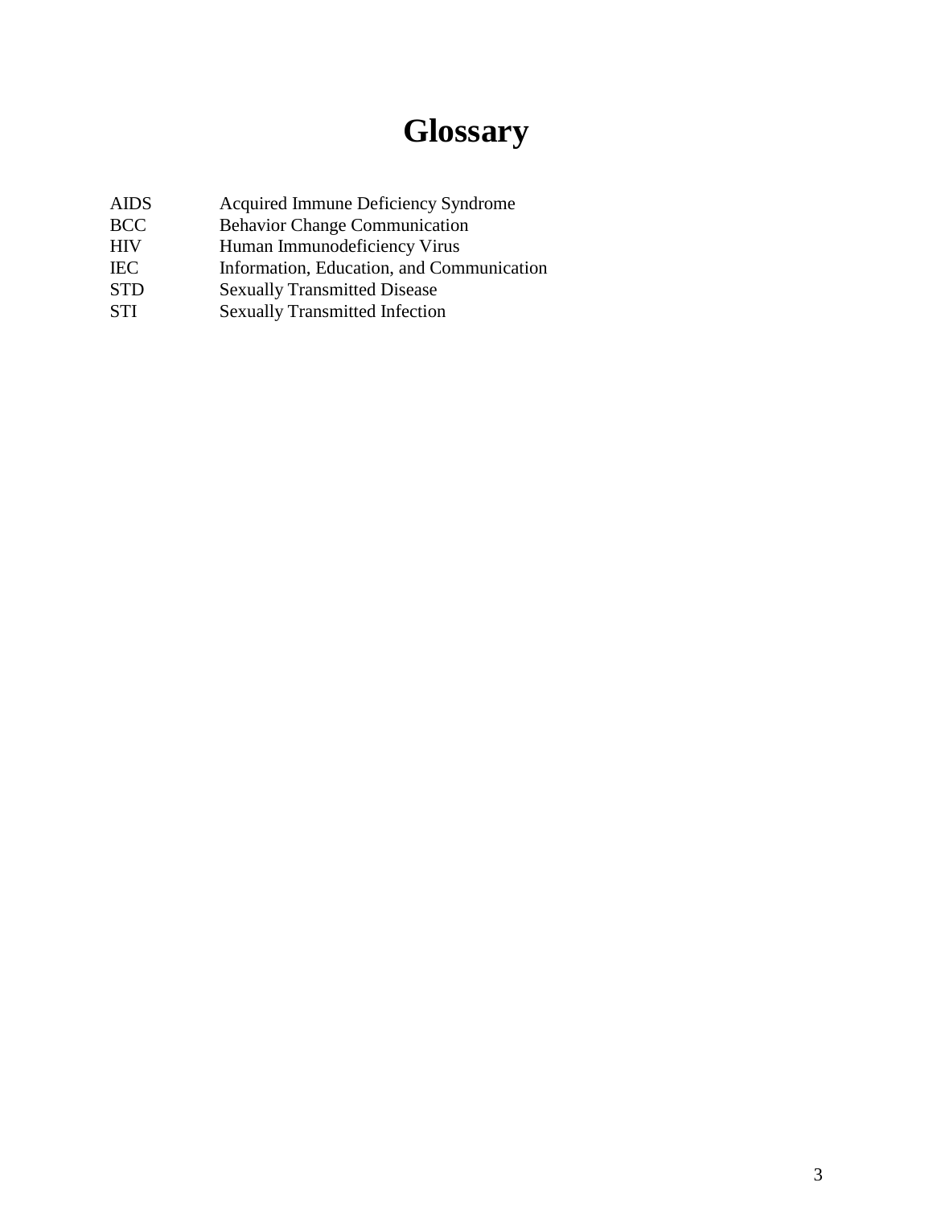# Glossary

| | |
|---|---|
| AIDS | Acquired Immune Deficiency Syndrome |
| BCC | Behavior Change Communication |
| HIV | Human Immunodeficiency Virus |
| IEC | Information, Education, and Communication |
| STD | Sexually Transmitted Disease |
| STI | Sexually Transmitted Infection |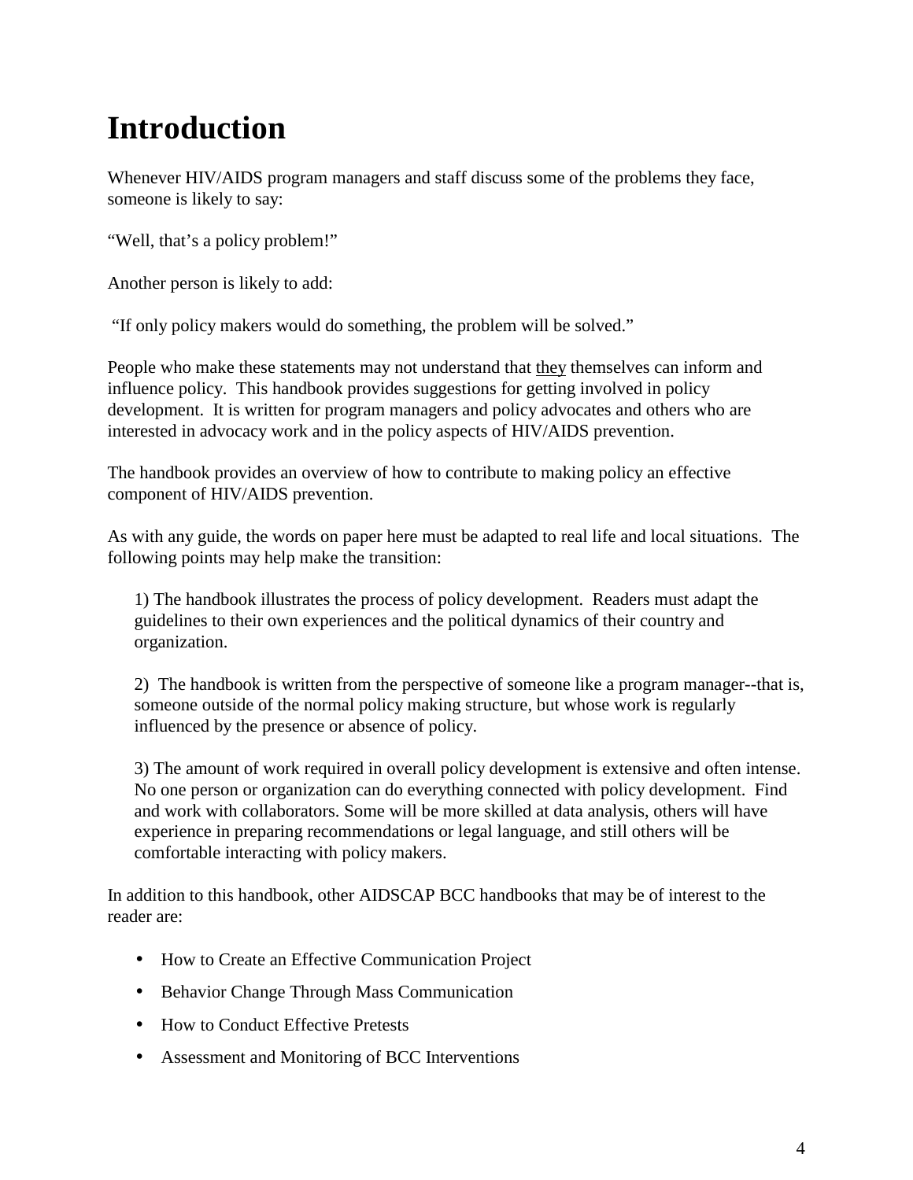# Introduction

Whenever HIV/AIDS program managers and staff discuss some of the problems they face, someone is likely to say:

"Well, that's a policy problem!"

Another person is likely to add:

"If only policy makers would do something, the problem will be solved."

People who make these statements may not understand that <u>they</u> themselves can inform and influence policy. This handbook provides suggestions for getting involved in policy development. It is written for program managers and policy advocates and others who are interested in advocacy work and in the policy aspects of HIV/AIDS prevention.

The handbook provides an overview of how to contribute to making policy an effective component of HIV/AIDS prevention.

As with any guide, the words on paper here must be adapted to real life and local situations. The following points may help make the transition:

1) The handbook illustrates the process of policy development. Readers must adapt the guidelines to their own experiences and the political dynamics of their country and organization.

2) The handbook is written from the perspective of someone like a program manager--that is, someone outside of the normal policy making structure, but whose work is regularly influenced by the presence or absence of policy.

3) The amount of work required in overall policy development is extensive and often intense. No one person or organization can do everything connected with policy development. Find and work with collaborators. Some will be more skilled at data analysis, others will have experience in preparing recommendations or legal language, and still others will be comfortable interacting with policy makers.

In addition to this handbook, other AIDSCAP BCC handbooks that may be of interest to the reader are:

- How to Create an Effective Communication Project
- Behavior Change Through Mass Communication
- How to Conduct Effective Pretests
- Assessment and Monitoring of BCC Interventions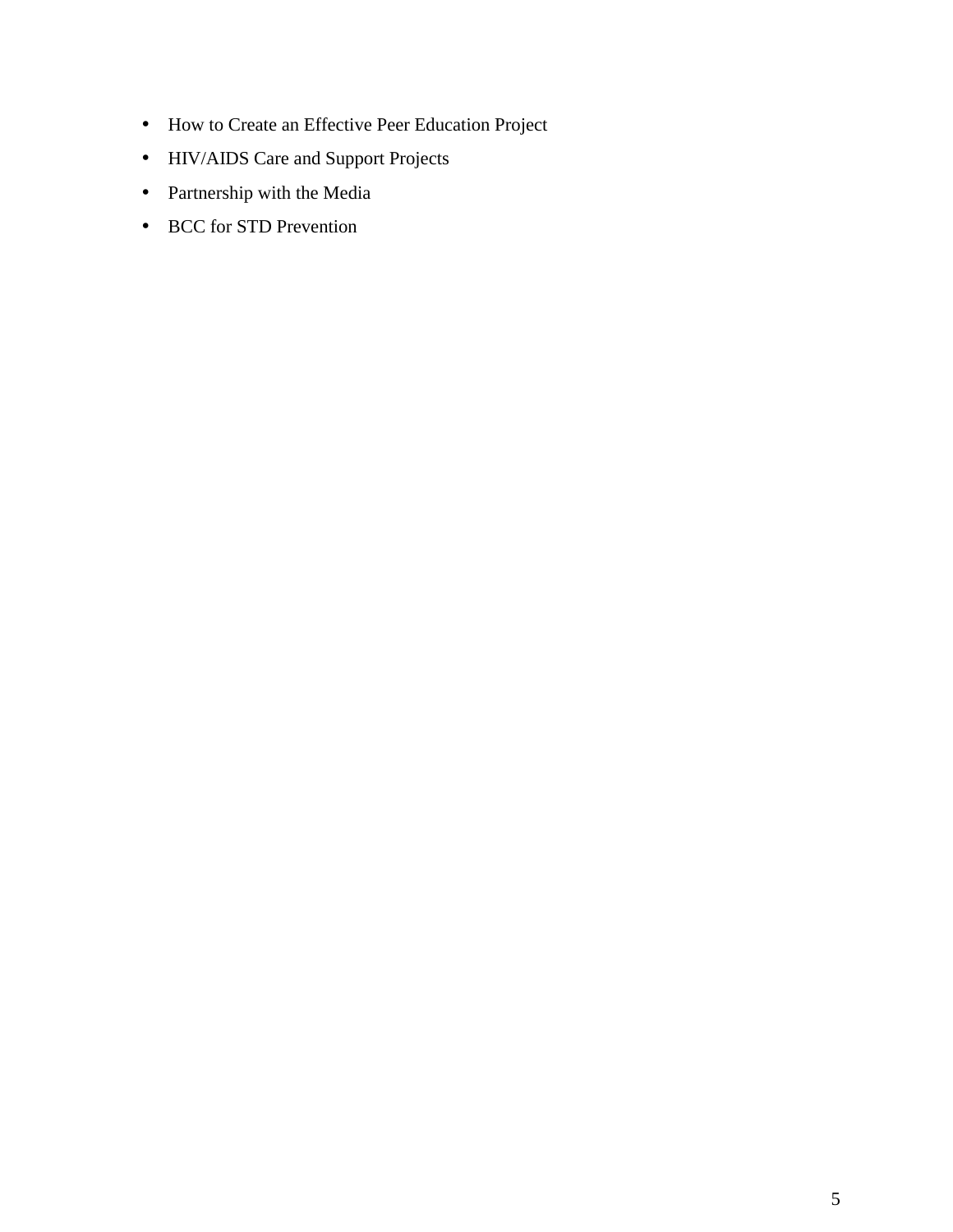- How to Create an Effective Peer Education Project
- HIV/AIDS Care and Support Projects
- Partnership with the Media
- BCC for STD Prevention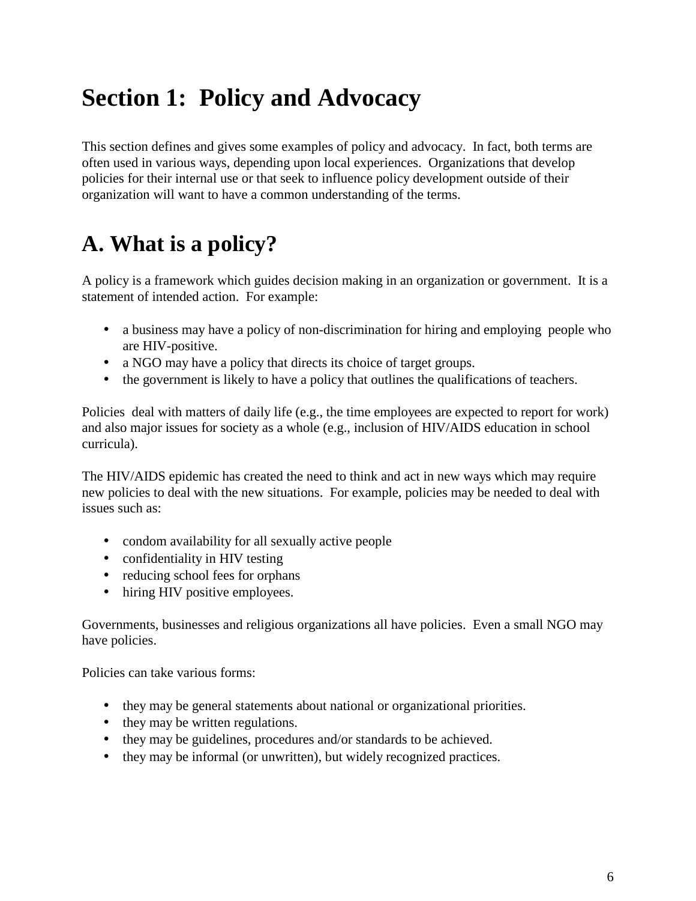# Section 1: Policy and Advocacy

This section defines and gives some examples of policy and advocacy. In fact, both terms are often used in various ways, depending upon local experiences. Organizations that develop policies for their internal use or that seek to influence policy development outside of their organization will want to have a common understanding of the terms.

# A. What is a policy?

A policy is a framework which guides decision making in an organization or government. It is a statement of intended action. For example:

- a business may have a policy of non-discrimination for hiring and employing people who are HIV-positive.
- a NGO may have a policy that directs its choice of target groups.
- the government is likely to have a policy that outlines the qualifications of teachers.

Policies deal with matters of daily life (e.g., the time employees are expected to report for work) and also major issues for society as a whole (e.g., inclusion of HIV/AIDS education in school curricula).

The HIV/AIDS epidemic has created the need to think and act in new ways which may require new policies to deal with the new situations. For example, policies may be needed to deal with issues such as:

- condom availability for all sexually active people
- confidentiality in HIV testing
- reducing school fees for orphans
- hiring HIV positive employees.

Governments, businesses and religious organizations all have policies. Even a small NGO may have policies.

Policies can take various forms:

- they may be general statements about national or organizational priorities.
- they may be written regulations.
- they may be guidelines, procedures and/or standards to be achieved.
- they may be informal (or unwritten), but widely recognized practices.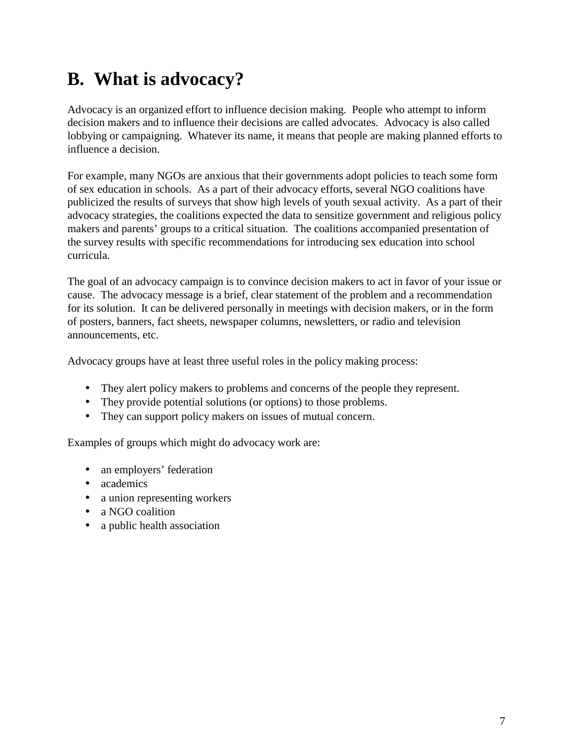## B. What is advocacy?

Advocacy is an organized effort to influence decision making. People who attempt to inform decision makers and to influence their decisions are called advocates. Advocacy is also called lobbying or campaigning. Whatever its name, it means that people are making planned efforts to influence a decision.

For example, many NGOs are anxious that their governments adopt policies to teach some form of sex education in schools. As a part of their advocacy efforts, several NGO coalitions have publicized the results of surveys that show high levels of youth sexual activity. As a part of their advocacy strategies, the coalitions expected the data to sensitize government and religious policy makers and parents' groups to a critical situation. The coalitions accompanied presentation of the survey results with specific recommendations for introducing sex education into school curricula.

The goal of an advocacy campaign is to convince decision makers to act in favor of your issue or cause. The advocacy message is a brief, clear statement of the problem and a recommendation for its solution. It can be delivered personally in meetings with decision makers, or in the form of posters, banners, fact sheets, newspaper columns, newsletters, or radio and television announcements, etc.

Advocacy groups have at least three useful roles in the policy making process:

- They alert policy makers to problems and concerns of the people they represent.
- They provide potential solutions (or options) to those problems.
- They can support policy makers on issues of mutual concern.

Examples of groups which might do advocacy work are:

- an employers' federation
- academics
- a union representing workers
- a NGO coalition
- a public health association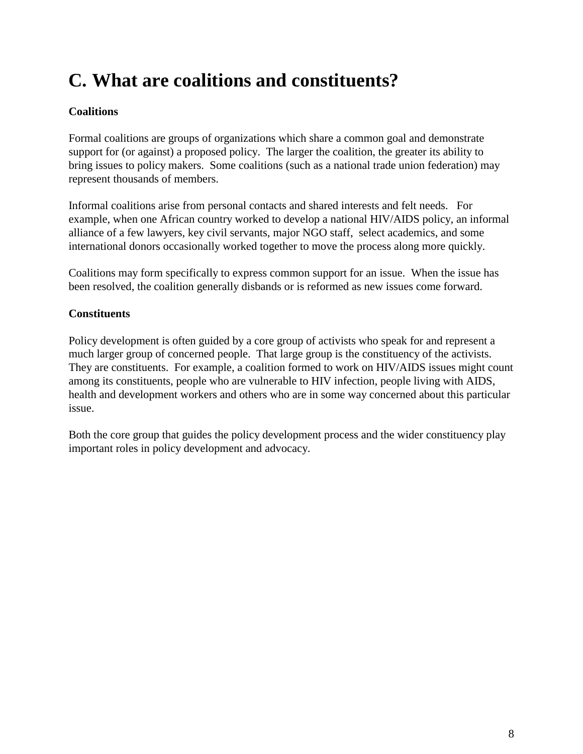# C. What are coalitions and constituents?

**Coalitions**

Formal coalitions are groups of organizations which share a common goal and demonstrate support for (or against) a proposed policy. The larger the coalition, the greater its ability to bring issues to policy makers. Some coalitions (such as a national trade union federation) may represent thousands of members.

Informal coalitions arise from personal contacts and shared interests and felt needs. For example, when one African country worked to develop a national HIV/AIDS policy, an informal alliance of a few lawyers, key civil servants, major NGO staff, select academics, and some international donors occasionally worked together to move the process along more quickly.

Coalitions may form specifically to express common support for an issue. When the issue has been resolved, the coalition generally disbands or is reformed as new issues come forward.

**Constituents**

Policy development is often guided by a core group of activists who speak for and represent a much larger group of concerned people. That large group is the constituency of the activists. They are constituents. For example, a coalition formed to work on HIV/AIDS issues might count among its constituents, people who are vulnerable to HIV infection, people living with AIDS, health and development workers and others who are in some way concerned about this particular issue.

Both the core group that guides the policy development process and the wider constituency play important roles in policy development and advocacy.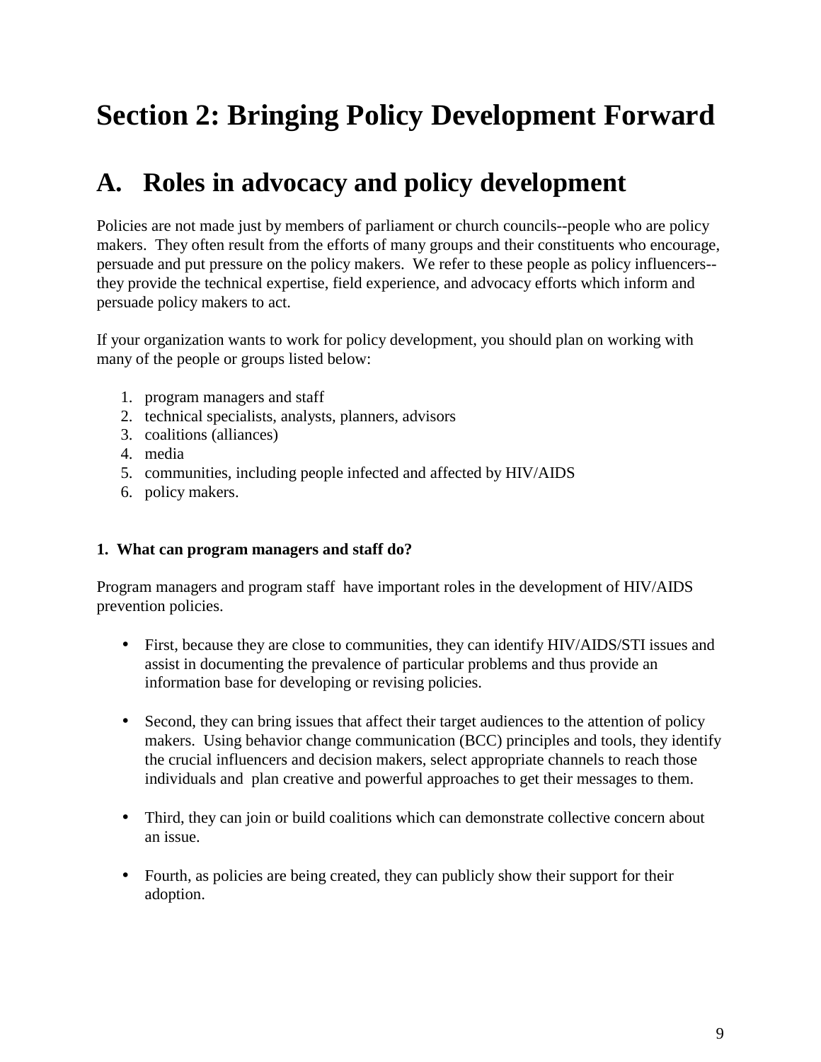# Section 2: Bringing Policy Development Forward

## A. Roles in advocacy and policy development

Policies are not made just by members of parliament or church councils--people who are policy makers. They often result from the efforts of many groups and their constituents who encourage, persuade and put pressure on the policy makers. We refer to these people as policy influencers--they provide the technical expertise, field experience, and advocacy efforts which inform and persuade policy makers to act.

If your organization wants to work for policy development, you should plan on working with many of the people or groups listed below:

1. program managers and staff
2. technical specialists, analysts, planners, advisors
3. coalitions (alliances)
4. media
5. communities, including people infected and affected by HIV/AIDS
6. policy makers.

**1. What can program managers and staff do?**

Program managers and program staff have important roles in the development of HIV/AIDS prevention policies.

- First, because they are close to communities, they can identify HIV/AIDS/STI issues and assist in documenting the prevalence of particular problems and thus provide an information base for developing or revising policies.

- Second, they can bring issues that affect their target audiences to the attention of policy makers. Using behavior change communication (BCC) principles and tools, they identify the crucial influencers and decision makers, select appropriate channels to reach those individuals and plan creative and powerful approaches to get their messages to them.

- Third, they can join or build coalitions which can demonstrate collective concern about an issue.

- Fourth, as policies are being created, they can publicly show their support for their adoption.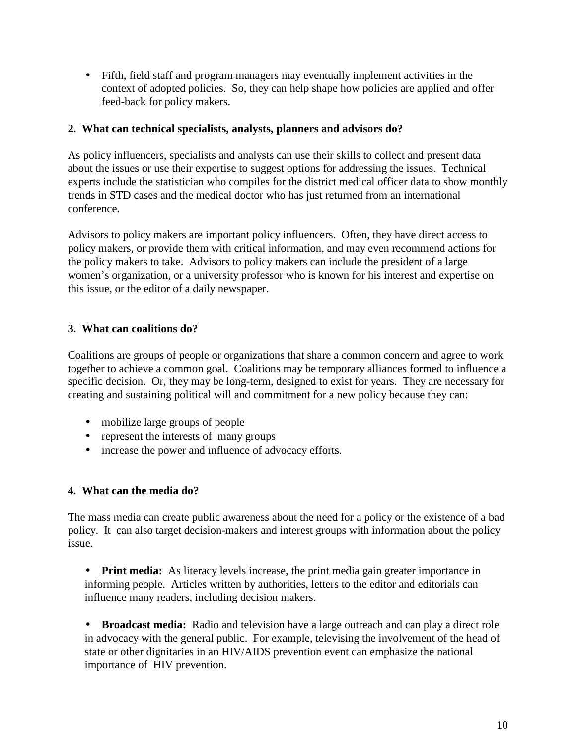- Fifth, field staff and program managers may eventually implement activities in the context of adopted policies.  So, they can help shape how policies are applied and offer feed-back for policy makers.

**2.  What can technical specialists, analysts, planners and advisors do?**

As policy influencers, specialists and analysts can use their skills to collect and present data about the issues or use their expertise to suggest options for addressing the issues.  Technical experts include the statistician who compiles for the district medical officer data to show monthly trends in STD cases and the medical doctor who has just returned from an international conference.

Advisors to policy makers are important policy influencers.  Often, they have direct access to policy makers, or provide them with critical information, and may even recommend actions for the policy makers to take.  Advisors to policy makers can include the president of a large women's organization, or a university professor who is known for his interest and expertise on this issue, or the editor of a daily newspaper.

**3.  What can coalitions do?**

Coalitions are groups of people or organizations that share a common concern and agree to work together to achieve a common goal.  Coalitions may be temporary alliances formed to influence a specific decision.  Or, they may be long-term, designed to exist for years.  They are necessary for creating and sustaining political will and commitment for a new policy because they can:

- mobilize large groups of people
- represent the interests of  many groups
- increase the power and influence of advocacy efforts.

**4.  What can the media do?**

The mass media can create public awareness about the need for a policy or the existence of a bad policy.  It  can also target decision-makers and interest groups with information about the policy issue.

- **Print media:**  As literacy levels increase, the print media gain greater importance in informing people.  Articles written by authorities, letters to the editor and editorials can influence many readers, including decision makers.

- **Broadcast media:**  Radio and television have a large outreach and can play a direct role in advocacy with the general public.  For example, televising the involvement of the head of state or other dignitaries in an HIV/AIDS prevention event can emphasize the national importance of  HIV prevention.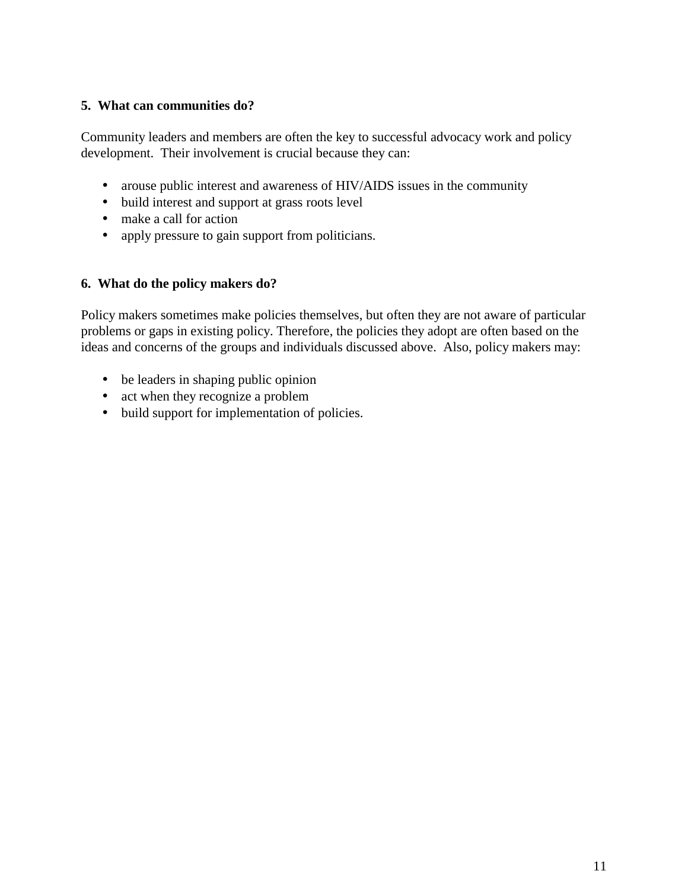**5. What can communities do?**

Community leaders and members are often the key to successful advocacy work and policy development. Their involvement is crucial because they can:

- arouse public interest and awareness of HIV/AIDS issues in the community
- build interest and support at grass roots level
- make a call for action
- apply pressure to gain support from politicians.

**6. What do the policy makers do?**

Policy makers sometimes make policies themselves, but often they are not aware of particular problems or gaps in existing policy. Therefore, the policies they adopt are often based on the ideas and concerns of the groups and individuals discussed above. Also, policy makers may:

- be leaders in shaping public opinion
- act when they recognize a problem
- build support for implementation of policies.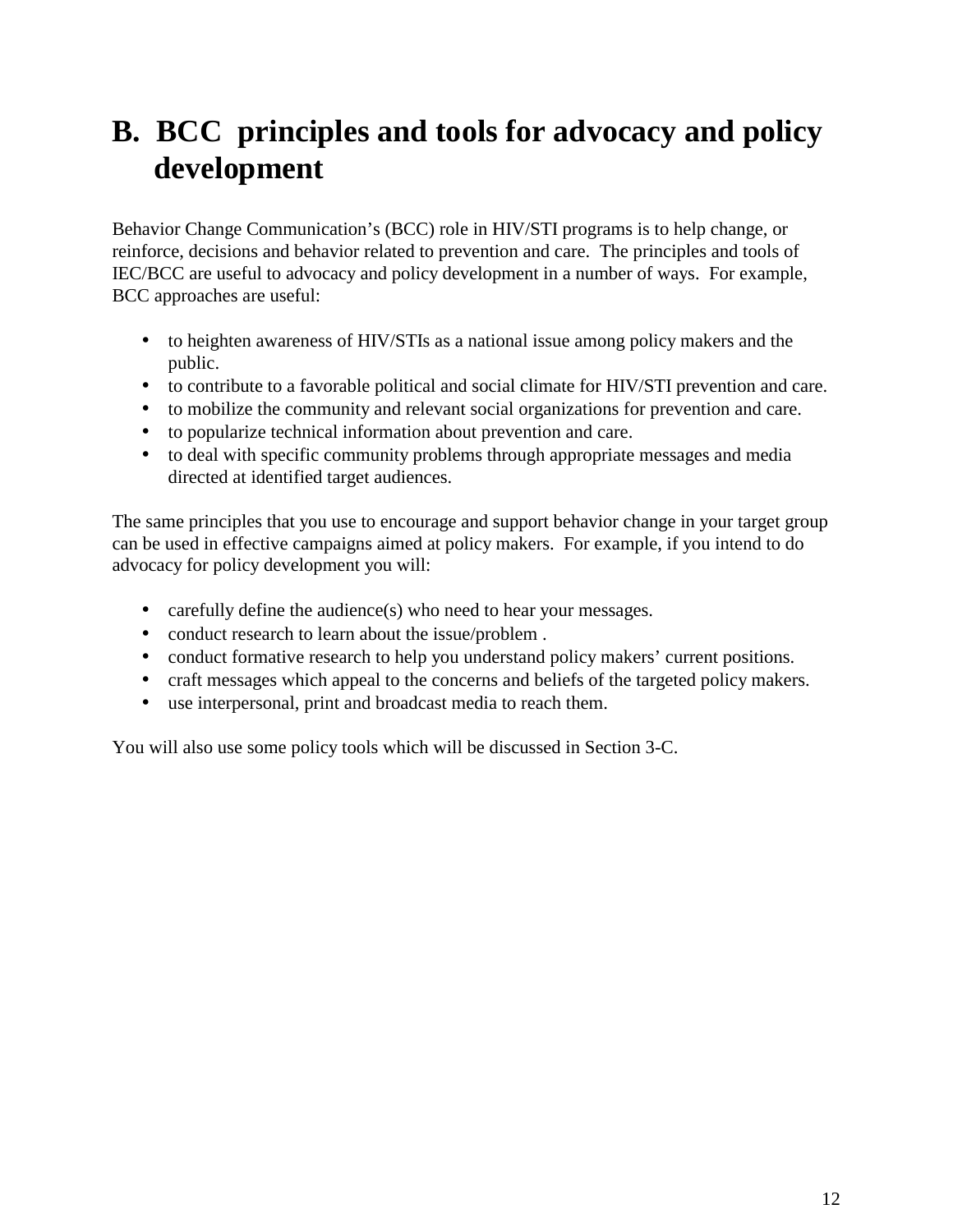## B. BCC principles and tools for advocacy and policy development

Behavior Change Communication's (BCC) role in HIV/STI programs is to help change, or reinforce, decisions and behavior related to prevention and care. The principles and tools of IEC/BCC are useful to advocacy and policy development in a number of ways. For example, BCC approaches are useful:

- to heighten awareness of HIV/STIs as a national issue among policy makers and the public.
- to contribute to a favorable political and social climate for HIV/STI prevention and care.
- to mobilize the community and relevant social organizations for prevention and care.
- to popularize technical information about prevention and care.
- to deal with specific community problems through appropriate messages and media directed at identified target audiences.

The same principles that you use to encourage and support behavior change in your target group can be used in effective campaigns aimed at policy makers. For example, if you intend to do advocacy for policy development you will:

- carefully define the audience(s) who need to hear your messages.
- conduct research to learn about the issue/problem .
- conduct formative research to help you understand policy makers' current positions.
- craft messages which appeal to the concerns and beliefs of the targeted policy makers.
- use interpersonal, print and broadcast media to reach them.

You will also use some policy tools which will be discussed in Section 3-C.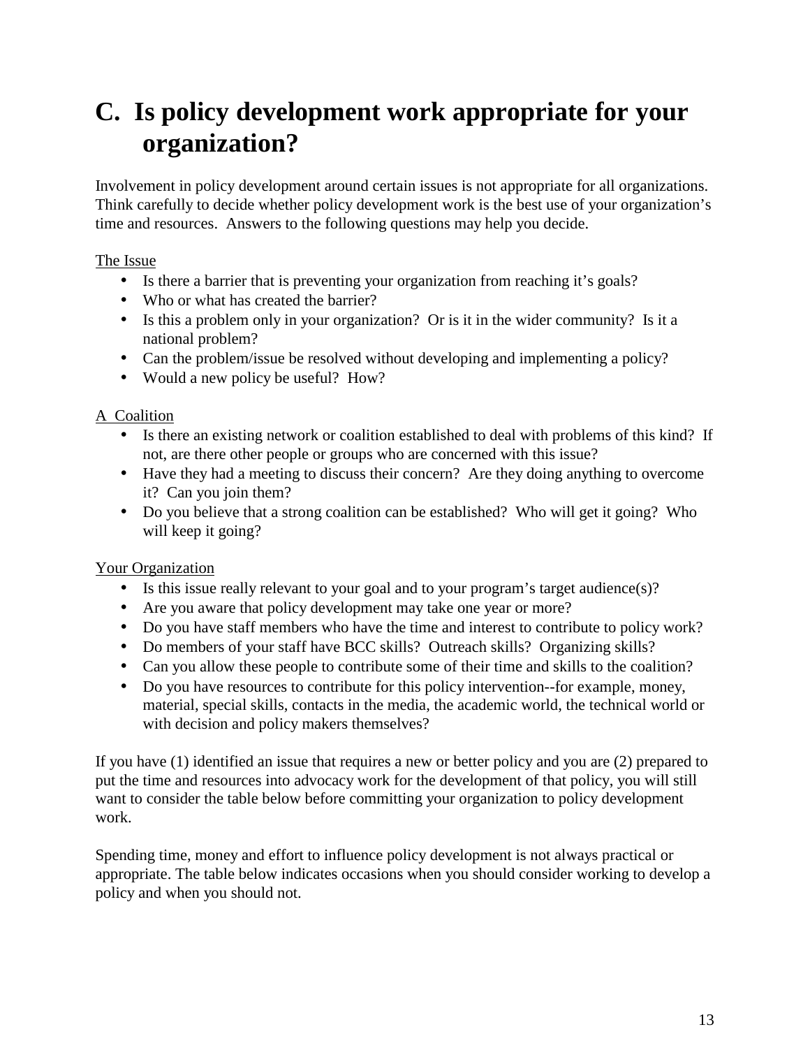# C. Is policy development work appropriate for your organization?

Involvement in policy development around certain issues is not appropriate for all organizations. Think carefully to decide whether policy development work is the best use of your organization's time and resources. Answers to the following questions may help you decide.

<u>The Issue</u>

- Is there a barrier that is preventing your organization from reaching it's goals?
- Who or what has created the barrier?
- Is this a problem only in your organization? Or is it in the wider community? Is it a national problem?
- Can the problem/issue be resolved without developing and implementing a policy?
- Would a new policy be useful? How?

<u>A Coalition</u>

- Is there an existing network or coalition established to deal with problems of this kind? If not, are there other people or groups who are concerned with this issue?
- Have they had a meeting to discuss their concern? Are they doing anything to overcome it? Can you join them?
- Do you believe that a strong coalition can be established? Who will get it going? Who will keep it going?

<u>Your Organization</u>

- Is this issue really relevant to your goal and to your program's target audience(s)?
- Are you aware that policy development may take one year or more?
- Do you have staff members who have the time and interest to contribute to policy work?
- Do members of your staff have BCC skills? Outreach skills? Organizing skills?
- Can you allow these people to contribute some of their time and skills to the coalition?
- Do you have resources to contribute for this policy intervention--for example, money, material, special skills, contacts in the media, the academic world, the technical world or with decision and policy makers themselves?

If you have (1) identified an issue that requires a new or better policy and you are (2) prepared to put the time and resources into advocacy work for the development of that policy, you will still want to consider the table below before committing your organization to policy development work.

Spending time, money and effort to influence policy development is not always practical or appropriate. The table below indicates occasions when you should consider working to develop a policy and when you should not.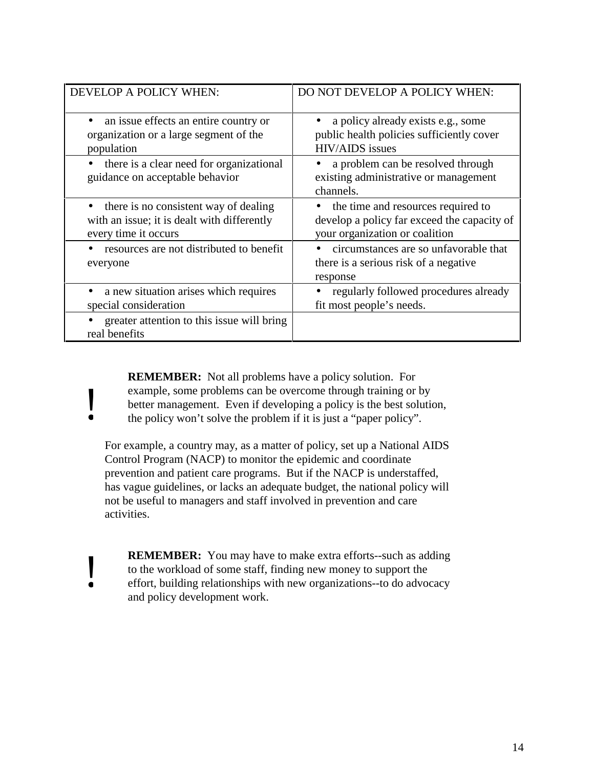| DEVELOP A POLICY WHEN: | DO NOT DEVELOP A POLICY WHEN: |
|---|---|
| • an issue effects an entire country or organization or a large segment of the population | • a policy already exists e.g., some public health policies sufficiently cover HIV/AIDS issues |
| • there is a clear need for organizational guidance on acceptable behavior | • a problem can be resolved through existing administrative or management channels. |
| • there is no consistent way of dealing with an issue; it is dealt with differently every time it occurs | • the time and resources required to develop a policy far exceed the capacity of your organization or coalition |
| • resources are not distributed to benefit everyone | • circumstances are so unfavorable that there is a serious risk of a negative response |
| • a new situation arises which requires special consideration | • regularly followed procedures already fit most people's needs. |
| • greater attention to this issue will bring real benefits | |

! **REMEMBER:** Not all problems have a policy solution. For example, some problems can be overcome through training or by better management. Even if developing a policy is the best solution, the policy won't solve the problem if it is just a "paper policy".

For example, a country may, as a matter of policy, set up a National AIDS Control Program (NACP) to monitor the epidemic and coordinate prevention and patient care programs. But if the NACP is understaffed, has vague guidelines, or lacks an adequate budget, the national policy will not be useful to managers and staff involved in prevention and care activities.

! **REMEMBER:** You may have to make extra efforts--such as adding to the workload of some staff, finding new money to support the effort, building relationships with new organizations--to do advocacy and policy development work.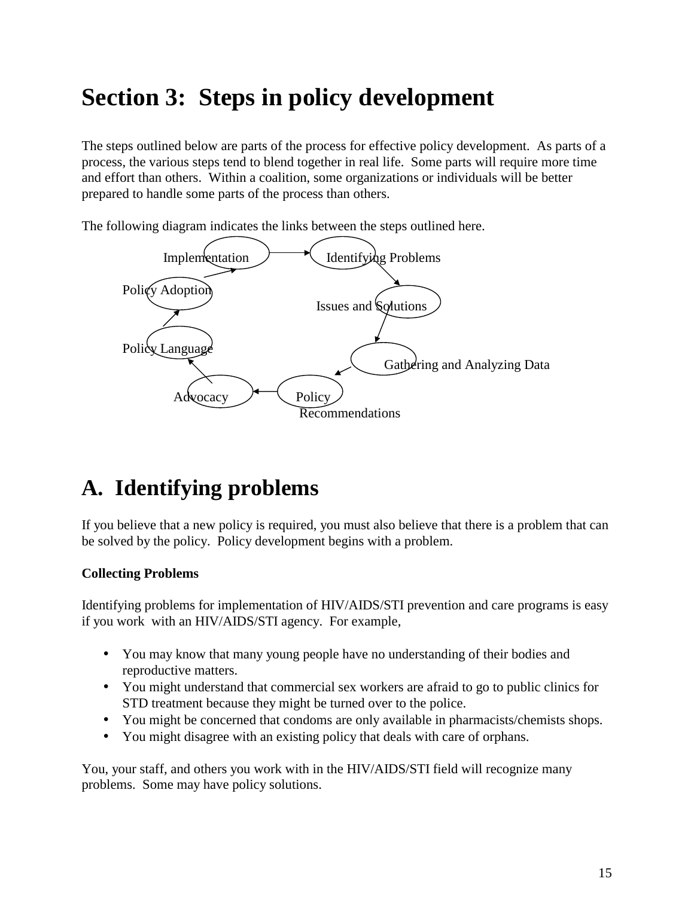# Section 3: Steps in policy development

The steps outlined below are parts of the process for effective policy development. As parts of a process, the various steps tend to blend together in real life. Some parts will require more time and effort than others. Within a coalition, some organizations or individuals will be better prepared to handle some parts of the process than others.

The following diagram indicates the links between the steps outlined here.

Implementation → Identifying Problems → Issues and Solutions → Gathering and Analyzing Data → Policy Recommendations → Advocacy → Policy Language → Policy Adoption → Implementation

# A. Identifying problems

If you believe that a new policy is required, you must also believe that there is a problem that can be solved by the policy. Policy development begins with a problem.

**Collecting Problems**

Identifying problems for implementation of HIV/AIDS/STI prevention and care programs is easy if you work with an HIV/AIDS/STI agency. For example,

- You may know that many young people have no understanding of their bodies and reproductive matters.
- You might understand that commercial sex workers are afraid to go to public clinics for STD treatment because they might be turned over to the police.
- You might be concerned that condoms are only available in pharmacists/chemists shops.
- You might disagree with an existing policy that deals with care of orphans.

You, your staff, and others you work with in the HIV/AIDS/STI field will recognize many problems. Some may have policy solutions.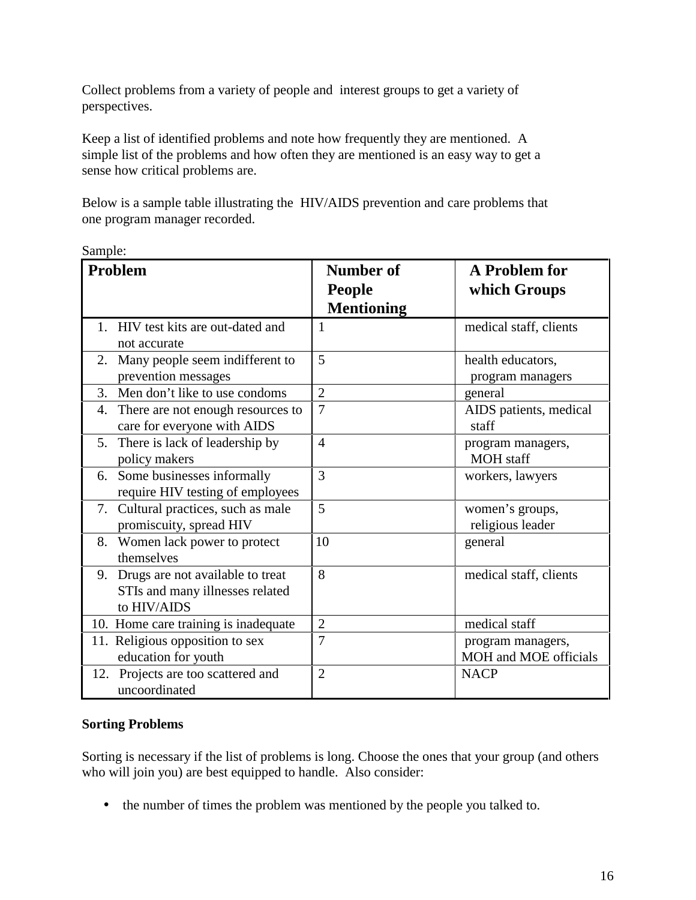Collect problems from a variety of people and interest groups to get a variety of perspectives.

Keep a list of identified problems and note how frequently they are mentioned. A simple list of the problems and how often they are mentioned is an easy way to get a sense how critical problems are.

Below is a sample table illustrating the HIV/AIDS prevention and care problems that one program manager recorded.

Sample:

| Problem | Number of People Mentioning | A Problem for which Groups |
|---|---|---|
| 1. HIV test kits are out-dated and not accurate | 1 | medical staff, clients |
| 2. Many people seem indifferent to prevention messages | 5 | health educators, program managers |
| 3. Men don't like to use condoms | 2 | general |
| 4. There are not enough resources to care for everyone with AIDS | 7 | AIDS patients, medical staff |
| 5. There is lack of leadership by policy makers | 4 | program managers, MOH staff |
| 6. Some businesses informally require HIV testing of employees | 3 | workers, lawyers |
| 7. Cultural practices, such as male promiscuity, spread HIV | 5 | women's groups, religious leader |
| 8. Women lack power to protect themselves | 10 | general |
| 9. Drugs are not available to treat STIs and many illnesses related to HIV/AIDS | 8 | medical staff, clients |
| 10. Home care training is inadequate | 2 | medical staff |
| 11. Religious opposition to sex education for youth | 7 | program managers, MOH and MOE officials |
| 12. Projects are too scattered and uncoordinated | 2 | NACP |

**Sorting Problems**

Sorting is necessary if the list of problems is long. Choose the ones that your group (and others who will join you) are best equipped to handle. Also consider:

- the number of times the problem was mentioned by the people you talked to.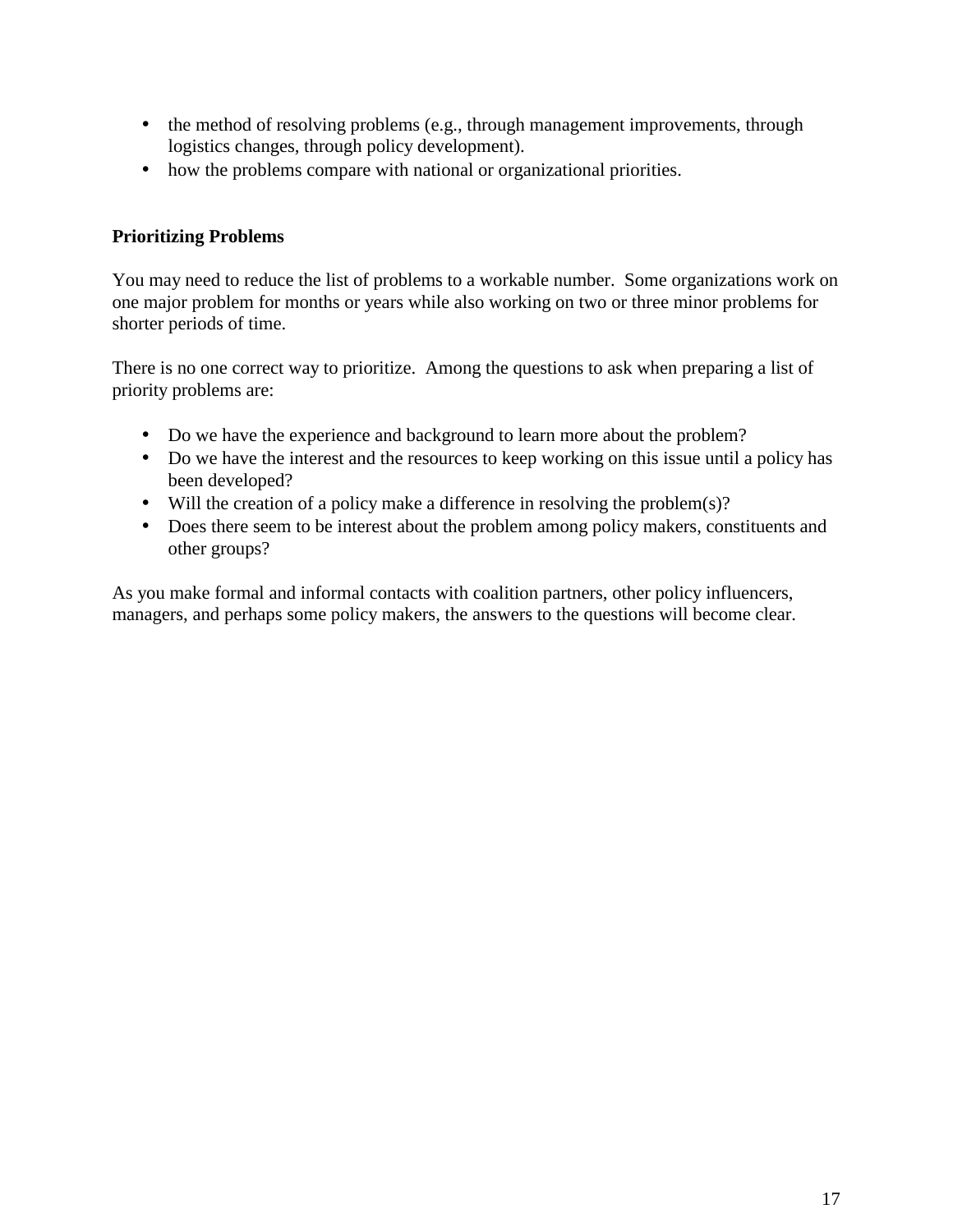- the method of resolving problems (e.g., through management improvements, through logistics changes, through policy development).
- how the problems compare with national or organizational priorities.

**Prioritizing Problems**

You may need to reduce the list of problems to a workable number. Some organizations work on one major problem for months or years while also working on two or three minor problems for shorter periods of time.

There is no one correct way to prioritize. Among the questions to ask when preparing a list of priority problems are:

- Do we have the experience and background to learn more about the problem?
- Do we have the interest and the resources to keep working on this issue until a policy has been developed?
- Will the creation of a policy make a difference in resolving the problem(s)?
- Does there seem to be interest about the problem among policy makers, constituents and other groups?

As you make formal and informal contacts with coalition partners, other policy influencers, managers, and perhaps some policy makers, the answers to the questions will become clear.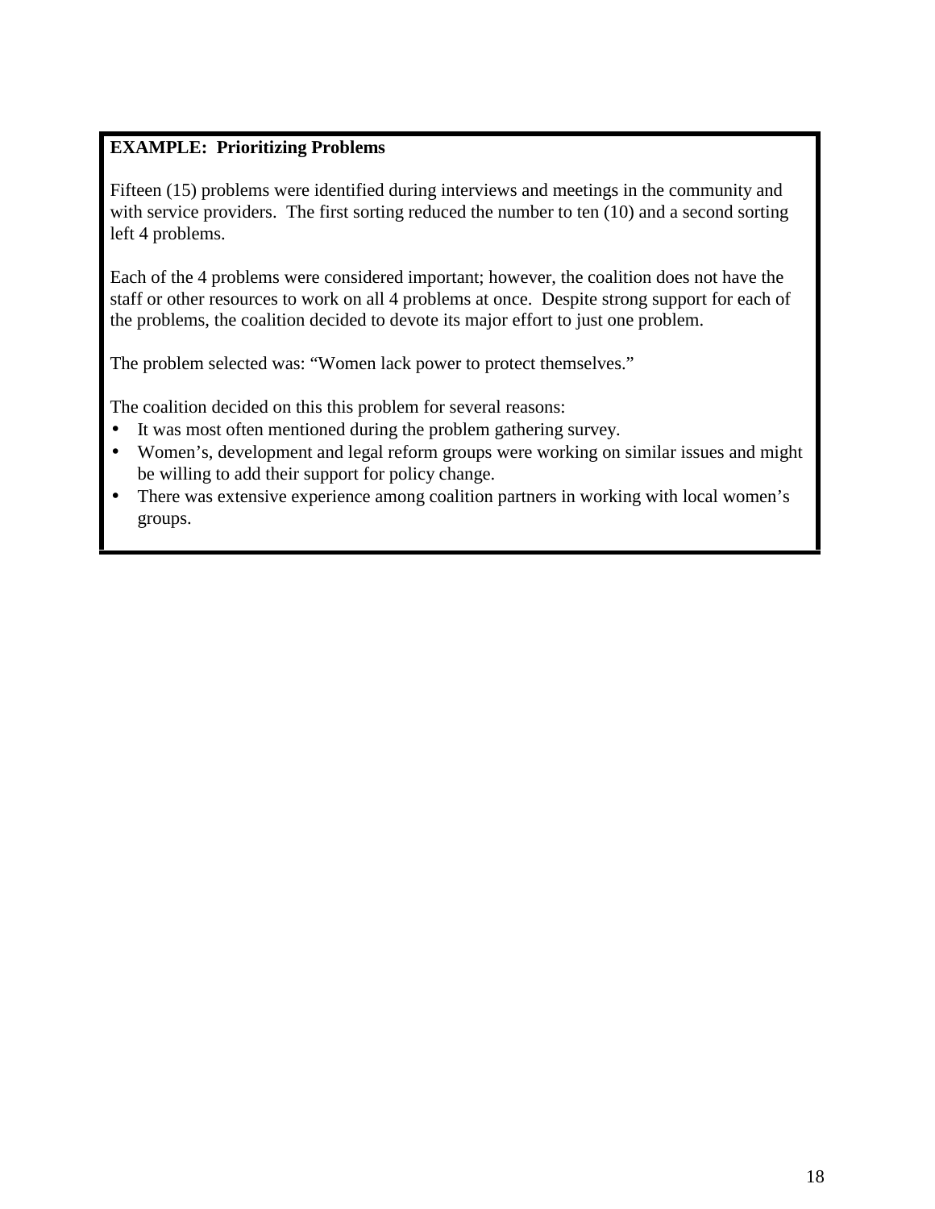**EXAMPLE: Prioritizing Problems**

Fifteen (15) problems were identified during interviews and meetings in the community and with service providers. The first sorting reduced the number to ten (10) and a second sorting left 4 problems.

Each of the 4 problems were considered important; however, the coalition does not have the staff or other resources to work on all 4 problems at once. Despite strong support for each of the problems, the coalition decided to devote its major effort to just one problem.

The problem selected was: "Women lack power to protect themselves."

The coalition decided on this this problem for several reasons:

- It was most often mentioned during the problem gathering survey.
- Women's, development and legal reform groups were working on similar issues and might be willing to add their support for policy change.
- There was extensive experience among coalition partners in working with local women's groups.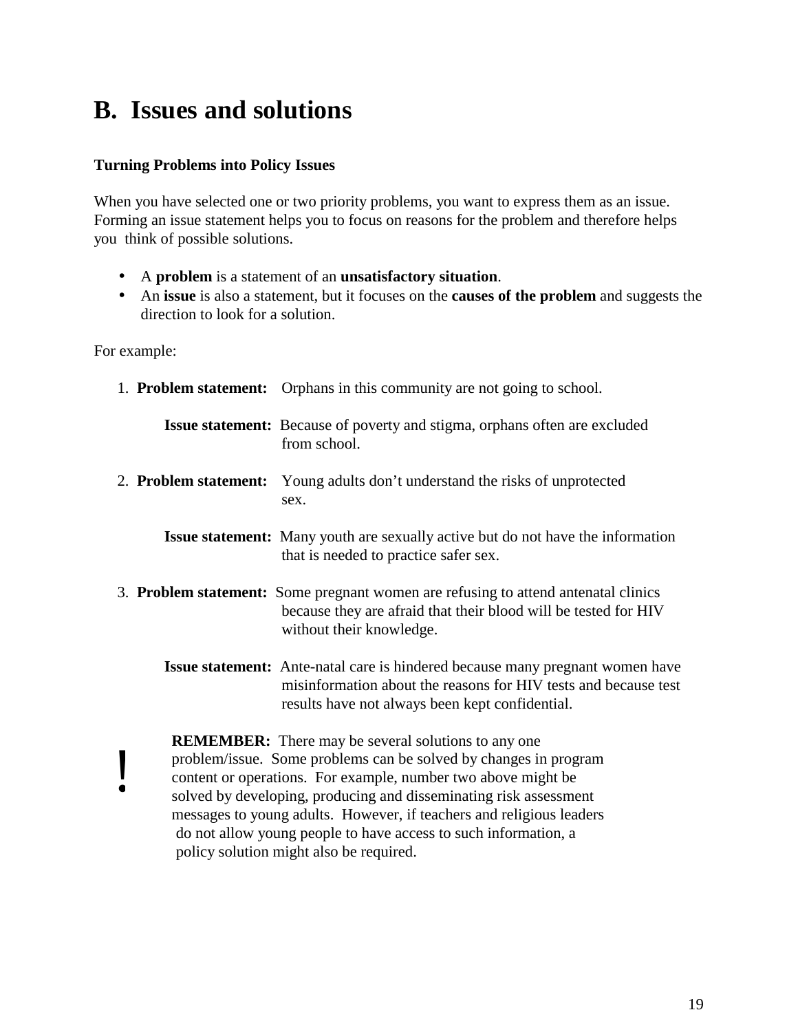## B. Issues and solutions

**Turning Problems into Policy Issues**

When you have selected one or two priority problems, you want to express them as an issue. Forming an issue statement helps you to focus on reasons for the problem and therefore helps you think of possible solutions.

- A **problem** is a statement of an **unsatisfactory situation**.
- An **issue** is also a statement, but it focuses on the **causes of the problem** and suggests the direction to look for a solution.

For example:

1. **Problem statement:** Orphans in this community are not going to school.

   **Issue statement:** Because of poverty and stigma, orphans often are excluded from school.

2. **Problem statement:** Young adults don't understand the risks of unprotected sex.

   **Issue statement:** Many youth are sexually active but do not have the information that is needed to practice safer sex.

3. **Problem statement:** Some pregnant women are refusing to attend antenatal clinics because they are afraid that their blood will be tested for HIV without their knowledge.

   **Issue statement:** Ante-natal care is hindered because many pregnant women have misinformation about the reasons for HIV tests and because test results have not always been kept confidential.

! **REMEMBER:** There may be several solutions to any one problem/issue. Some problems can be solved by changes in program content or operations. For example, number two above might be solved by developing, producing and disseminating risk assessment messages to young adults. However, if teachers and religious leaders do not allow young people to have access to such information, a policy solution might also be required.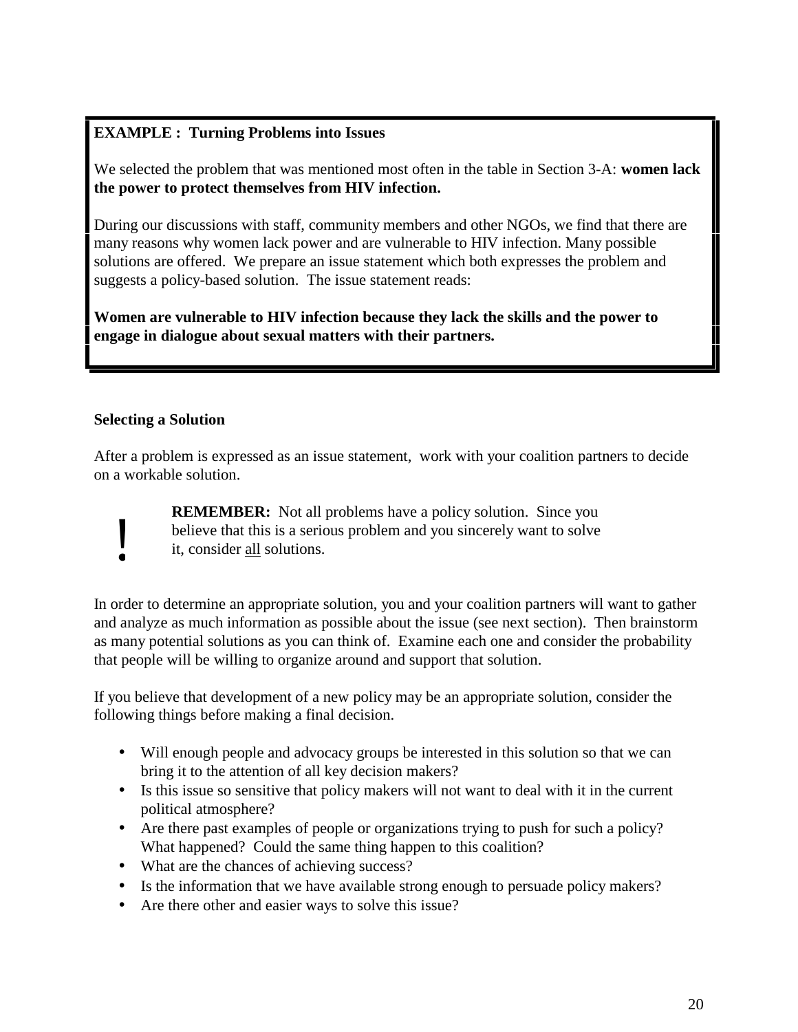**EXAMPLE : Turning Problems into Issues**

We selected the problem that was mentioned most often in the table in Section 3-A: **women lack the power to protect themselves from HIV infection.**

During our discussions with staff, community members and other NGOs, we find that there are many reasons why women lack power and are vulnerable to HIV infection. Many possible solutions are offered. We prepare an issue statement which both expresses the problem and suggests a policy-based solution. The issue statement reads:

**Women are vulnerable to HIV infection because they lack the skills and the power to engage in dialogue about sexual matters with their partners.**

**Selecting a Solution**

After a problem is expressed as an issue statement, work with your coalition partners to decide on a workable solution.

> **!** **REMEMBER:** Not all problems have a policy solution. Since you believe that this is a serious problem and you sincerely want to solve it, consider <u>all</u> solutions.

In order to determine an appropriate solution, you and your coalition partners will want to gather and analyze as much information as possible about the issue (see next section). Then brainstorm as many potential solutions as you can think of. Examine each one and consider the probability that people will be willing to organize around and support that solution.

If you believe that development of a new policy may be an appropriate solution, consider the following things before making a final decision.

- Will enough people and advocacy groups be interested in this solution so that we can bring it to the attention of all key decision makers?
- Is this issue so sensitive that policy makers will not want to deal with it in the current political atmosphere?
- Are there past examples of people or organizations trying to push for such a policy? What happened? Could the same thing happen to this coalition?
- What are the chances of achieving success?
- Is the information that we have available strong enough to persuade policy makers?
- Are there other and easier ways to solve this issue?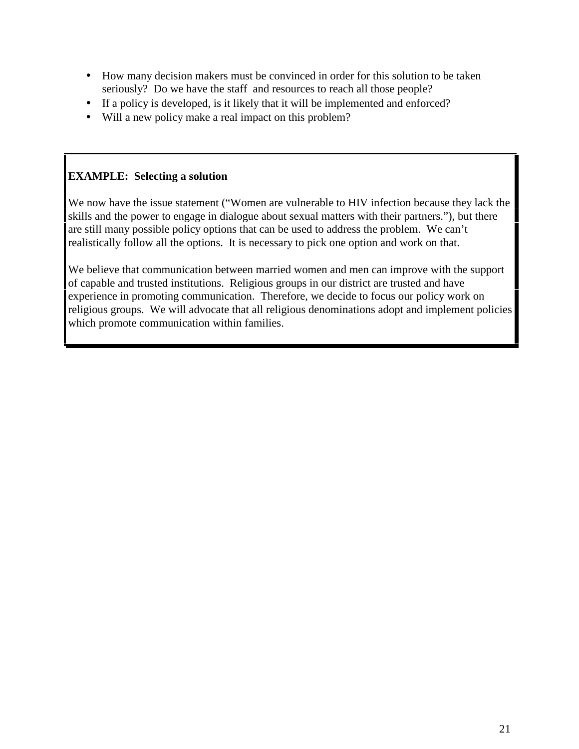- How many decision makers must be convinced in order for this solution to be taken seriously?  Do we have the staff  and resources to reach all those people?
- If a policy is developed, is it likely that it will be implemented and enforced?
- Will a new policy make a real impact on this problem?

**EXAMPLE:  Selecting a solution**

We now have the issue statement ("Women are vulnerable to HIV infection because they lack the skills and the power to engage in dialogue about sexual matters with their partners."), but there are still many possible policy options that can be used to address the problem.  We can't realistically follow all the options.  It is necessary to pick one option and work on that.

We believe that communication between married women and men can improve with the support of capable and trusted institutions.  Religious groups in our district are trusted and have experience in promoting communication.  Therefore, we decide to focus our policy work on religious groups.  We will advocate that all religious denominations adopt and implement policies which promote communication within families.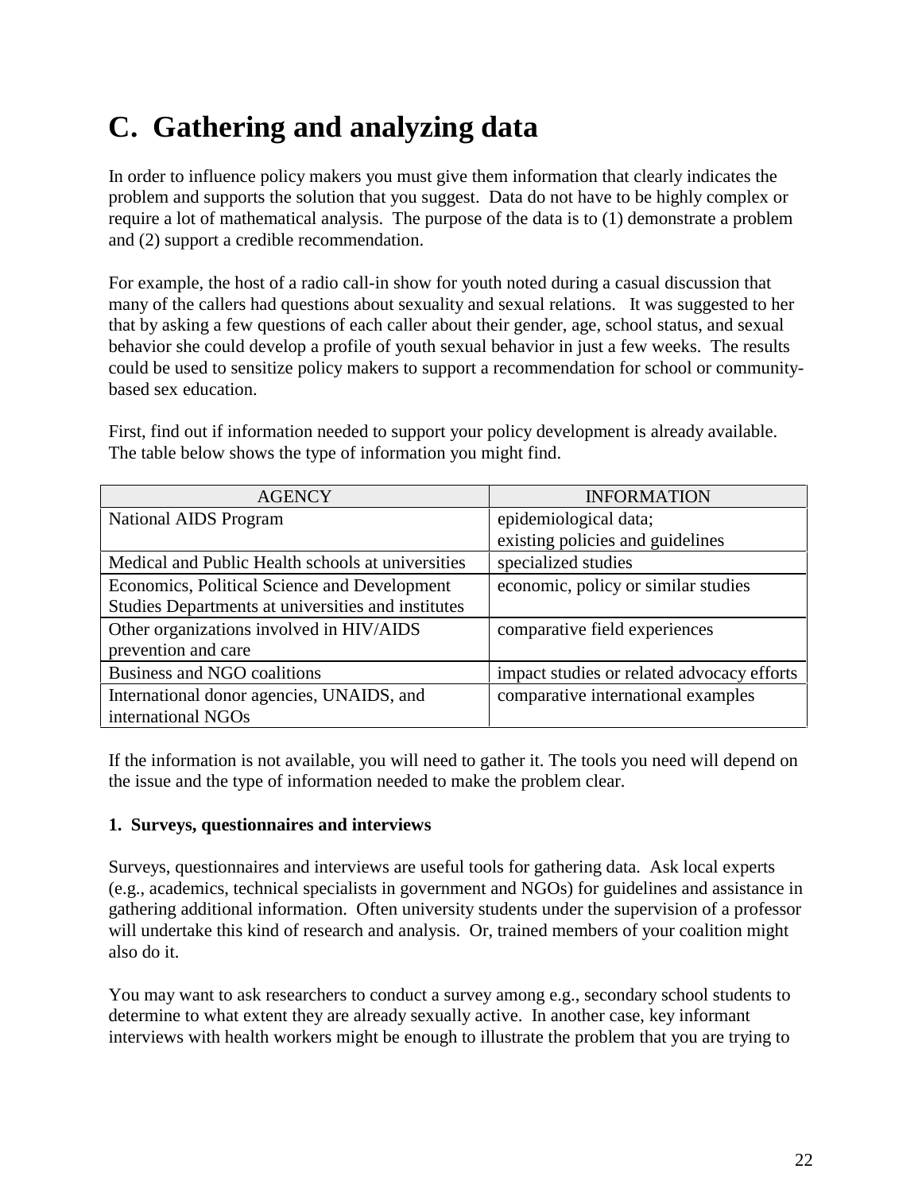# C. Gathering and analyzing data

In order to influence policy makers you must give them information that clearly indicates the problem and supports the solution that you suggest. Data do not have to be highly complex or require a lot of mathematical analysis. The purpose of the data is to (1) demonstrate a problem and (2) support a credible recommendation.

For example, the host of a radio call-in show for youth noted during a casual discussion that many of the callers had questions about sexuality and sexual relations. It was suggested to her that by asking a few questions of each caller about their gender, age, school status, and sexual behavior she could develop a profile of youth sexual behavior in just a few weeks. The results could be used to sensitize policy makers to support a recommendation for school or community-based sex education.

First, find out if information needed to support your policy development is already available. The table below shows the type of information you might find.

| AGENCY | INFORMATION |
|---|---|
| National AIDS Program | epidemiological data; existing policies and guidelines |
| Medical and Public Health schools at universities | specialized studies |
| Economics, Political Science and Development Studies Departments at universities and institutes | economic, policy or similar studies |
| Other organizations involved in HIV/AIDS prevention and care | comparative field experiences |
| Business and NGO coalitions | impact studies or related advocacy efforts |
| International donor agencies, UNAIDS, and international NGOs | comparative international examples |

If the information is not available, you will need to gather it. The tools you need will depend on the issue and the type of information needed to make the problem clear.

**1. Surveys, questionnaires and interviews**

Surveys, questionnaires and interviews are useful tools for gathering data. Ask local experts (e.g., academics, technical specialists in government and NGOs) for guidelines and assistance in gathering additional information. Often university students under the supervision of a professor will undertake this kind of research and analysis. Or, trained members of your coalition might also do it.

You may want to ask researchers to conduct a survey among e.g., secondary school students to determine to what extent they are already sexually active. In another case, key informant interviews with health workers might be enough to illustrate the problem that you are trying to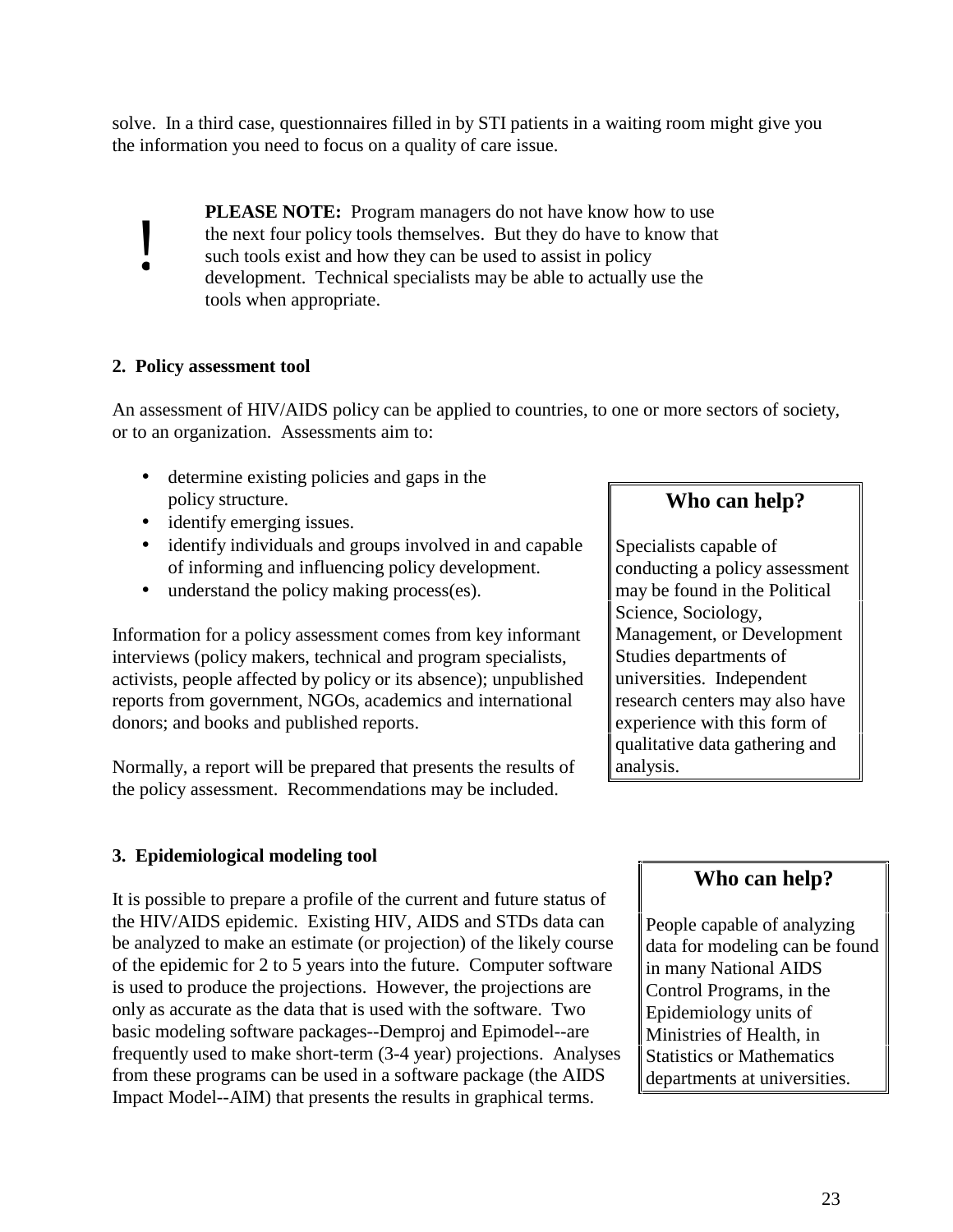solve. In a third case, questionnaires filled in by STI patients in a waiting room might give you the information you need to focus on a quality of care issue.

> **!** **PLEASE NOTE:** Program managers do not have know how to use the next four policy tools themselves. But they do have to know that such tools exist and how they can be used to assist in policy development. Technical specialists may be able to actually use the tools when appropriate.

**2. Policy assessment tool**

An assessment of HIV/AIDS policy can be applied to countries, to one or more sectors of society, or to an organization. Assessments aim to:

- determine existing policies and gaps in the policy structure.
- identify emerging issues.
- identify individuals and groups involved in and capable of informing and influencing policy development.
- understand the policy making process(es).

Information for a policy assessment comes from key informant interviews (policy makers, technical and program specialists, activists, people affected by policy or its absence); unpublished reports from government, NGOs, academics and international donors; and books and published reports.

Normally, a report will be prepared that presents the results of the policy assessment. Recommendations may be included.

> **Who can help?**
>
> Specialists capable of conducting a policy assessment may be found in the Political Science, Sociology, Management, or Development Studies departments of universities. Independent research centers may also have experience with this form of qualitative data gathering and analysis.

**3. Epidemiological modeling tool**

It is possible to prepare a profile of the current and future status of the HIV/AIDS epidemic. Existing HIV, AIDS and STDs data can be analyzed to make an estimate (or projection) of the likely course of the epidemic for 2 to 5 years into the future. Computer software is used to produce the projections. However, the projections are only as accurate as the data that is used with the software. Two basic modeling software packages--Demproj and Epimodel--are frequently used to make short-term (3-4 year) projections. Analyses from these programs can be used in a software package (the AIDS Impact Model--AIM) that presents the results in graphical terms.

> **Who can help?**
>
> People capable of analyzing data for modeling can be found in many National AIDS Control Programs, in the Epidemiology units of Ministries of Health, in Statistics or Mathematics departments at universities.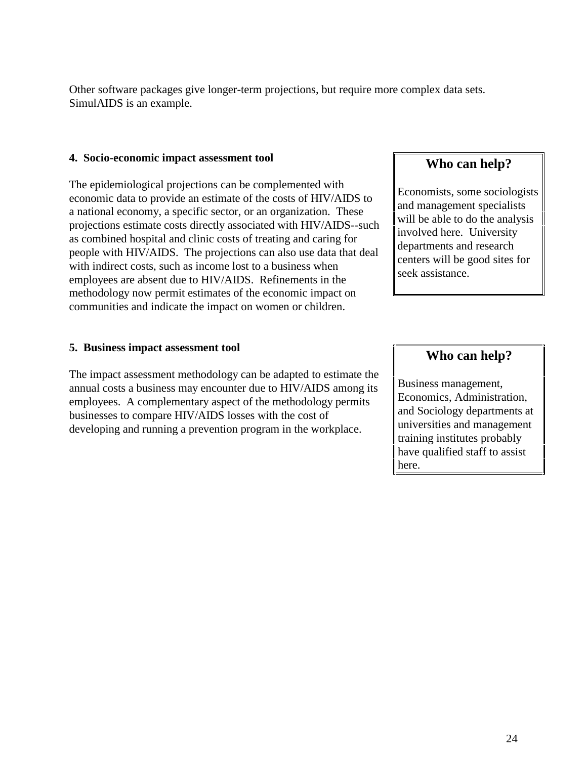Other software packages give longer-term projections, but require more complex data sets. SimulAIDS is an example.

**4. Socio-economic impact assessment tool**

The epidemiological projections can be complemented with economic data to provide an estimate of the costs of HIV/AIDS to a national economy, a specific sector, or an organization. These projections estimate costs directly associated with HIV/AIDS--such as combined hospital and clinic costs of treating and caring for people with HIV/AIDS. The projections can also use data that deal with indirect costs, such as income lost to a business when employees are absent due to HIV/AIDS. Refinements in the methodology now permit estimates of the economic impact on communities and indicate the impact on women or children.

> **Who can help?**
>
> Economists, some sociologists and management specialists will be able to do the analysis involved here. University departments and research centers will be good sites for seek assistance.

**5. Business impact assessment tool**

The impact assessment methodology can be adapted to estimate the annual costs a business may encounter due to HIV/AIDS among its employees. A complementary aspect of the methodology permits businesses to compare HIV/AIDS losses with the cost of developing and running a prevention program in the workplace.

> **Who can help?**
>
> Business management, Economics, Administration, and Sociology departments at universities and management training institutes probably have qualified staff to assist here.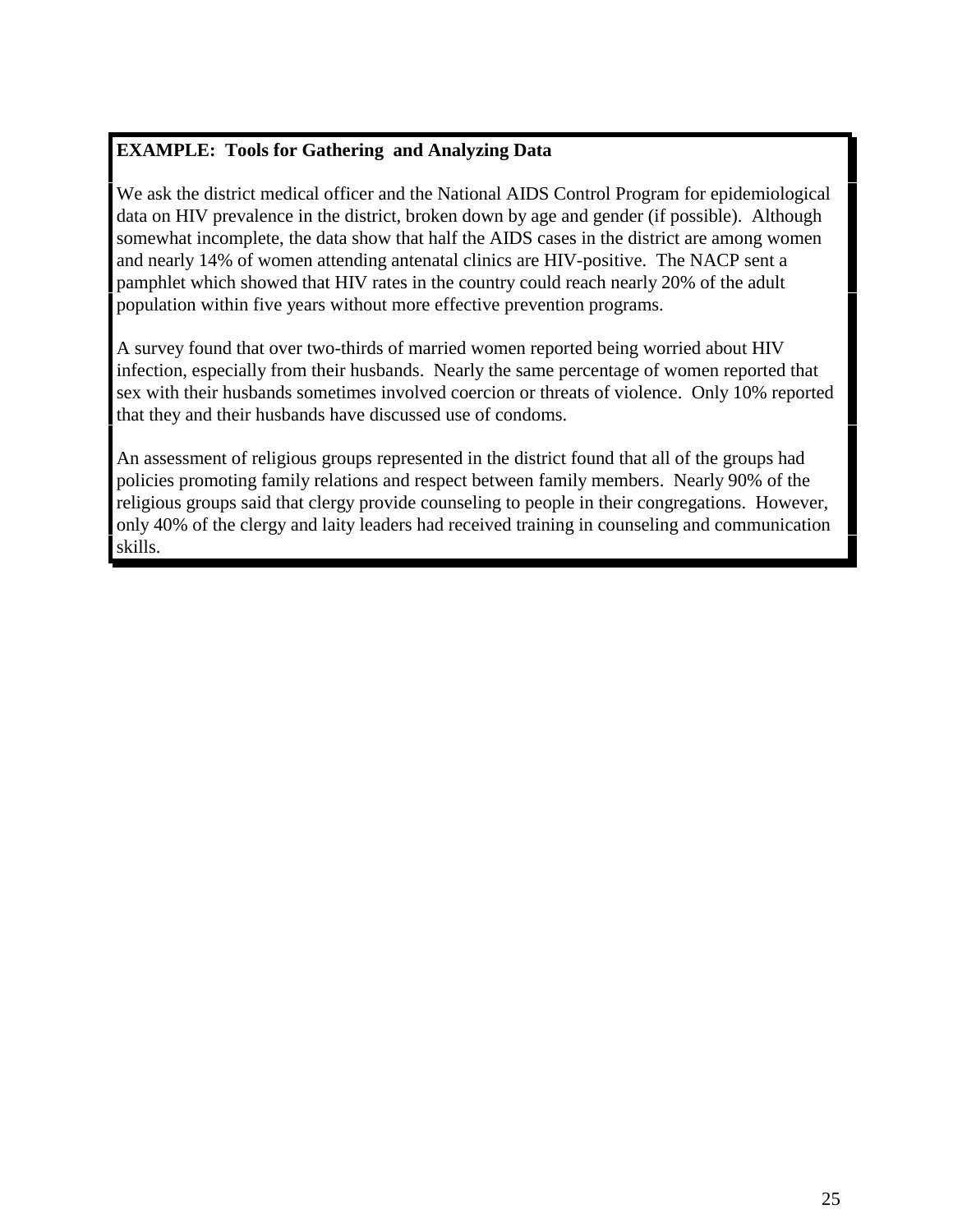**EXAMPLE: Tools for Gathering and Analyzing Data**

We ask the district medical officer and the National AIDS Control Program for epidemiological data on HIV prevalence in the district, broken down by age and gender (if possible). Although somewhat incomplete, the data show that half the AIDS cases in the district are among women and nearly 14% of women attending antenatal clinics are HIV-positive. The NACP sent a pamphlet which showed that HIV rates in the country could reach nearly 20% of the adult population within five years without more effective prevention programs.

A survey found that over two-thirds of married women reported being worried about HIV infection, especially from their husbands. Nearly the same percentage of women reported that sex with their husbands sometimes involved coercion or threats of violence. Only 10% reported that they and their husbands have discussed use of condoms.

An assessment of religious groups represented in the district found that all of the groups had policies promoting family relations and respect between family members. Nearly 90% of the religious groups said that clergy provide counseling to people in their congregations. However, only 40% of the clergy and laity leaders had received training in counseling and communication skills.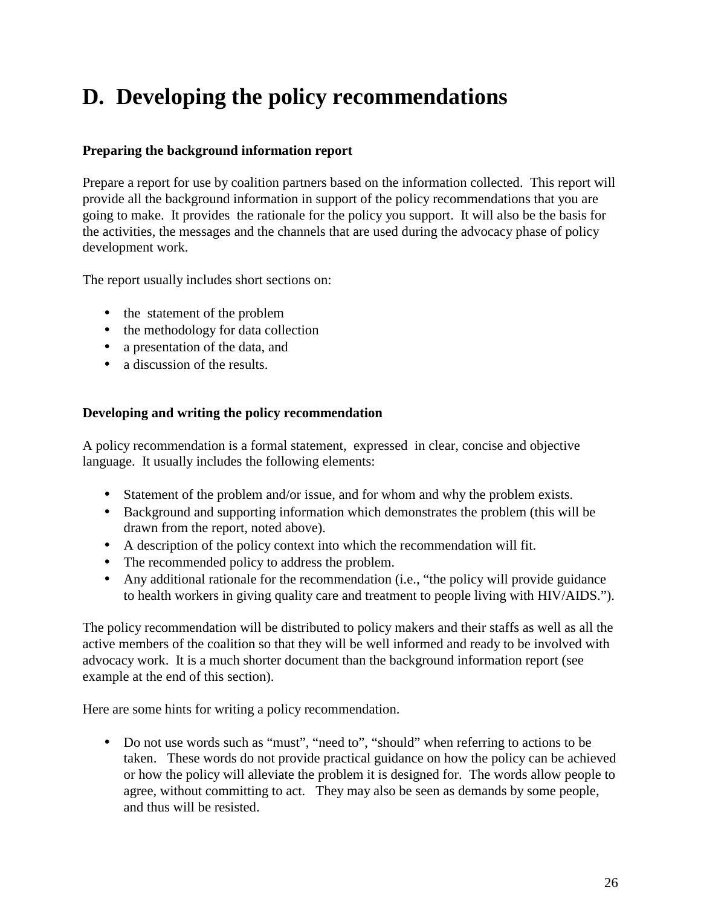# D. Developing the policy recommendations

### Preparing the background information report

Prepare a report for use by coalition partners based on the information collected. This report will provide all the background information in support of the policy recommendations that you are going to make. It provides the rationale for the policy you support. It will also be the basis for the activities, the messages and the channels that are used during the advocacy phase of policy development work.

The report usually includes short sections on:

- the statement of the problem
- the methodology for data collection
- a presentation of the data, and
- a discussion of the results.

### Developing and writing the policy recommendation

A policy recommendation is a formal statement, expressed in clear, concise and objective language. It usually includes the following elements:

- Statement of the problem and/or issue, and for whom and why the problem exists.
- Background and supporting information which demonstrates the problem (this will be drawn from the report, noted above).
- A description of the policy context into which the recommendation will fit.
- The recommended policy to address the problem.
- Any additional rationale for the recommendation (i.e., "the policy will provide guidance to health workers in giving quality care and treatment to people living with HIV/AIDS.").

The policy recommendation will be distributed to policy makers and their staffs as well as all the active members of the coalition so that they will be well informed and ready to be involved with advocacy work. It is a much shorter document than the background information report (see example at the end of this section).

Here are some hints for writing a policy recommendation.

- Do not use words such as "must", "need to", "should" when referring to actions to be taken. These words do not provide practical guidance on how the policy can be achieved or how the policy will alleviate the problem it is designed for. The words allow people to agree, without committing to act. They may also be seen as demands by some people, and thus will be resisted.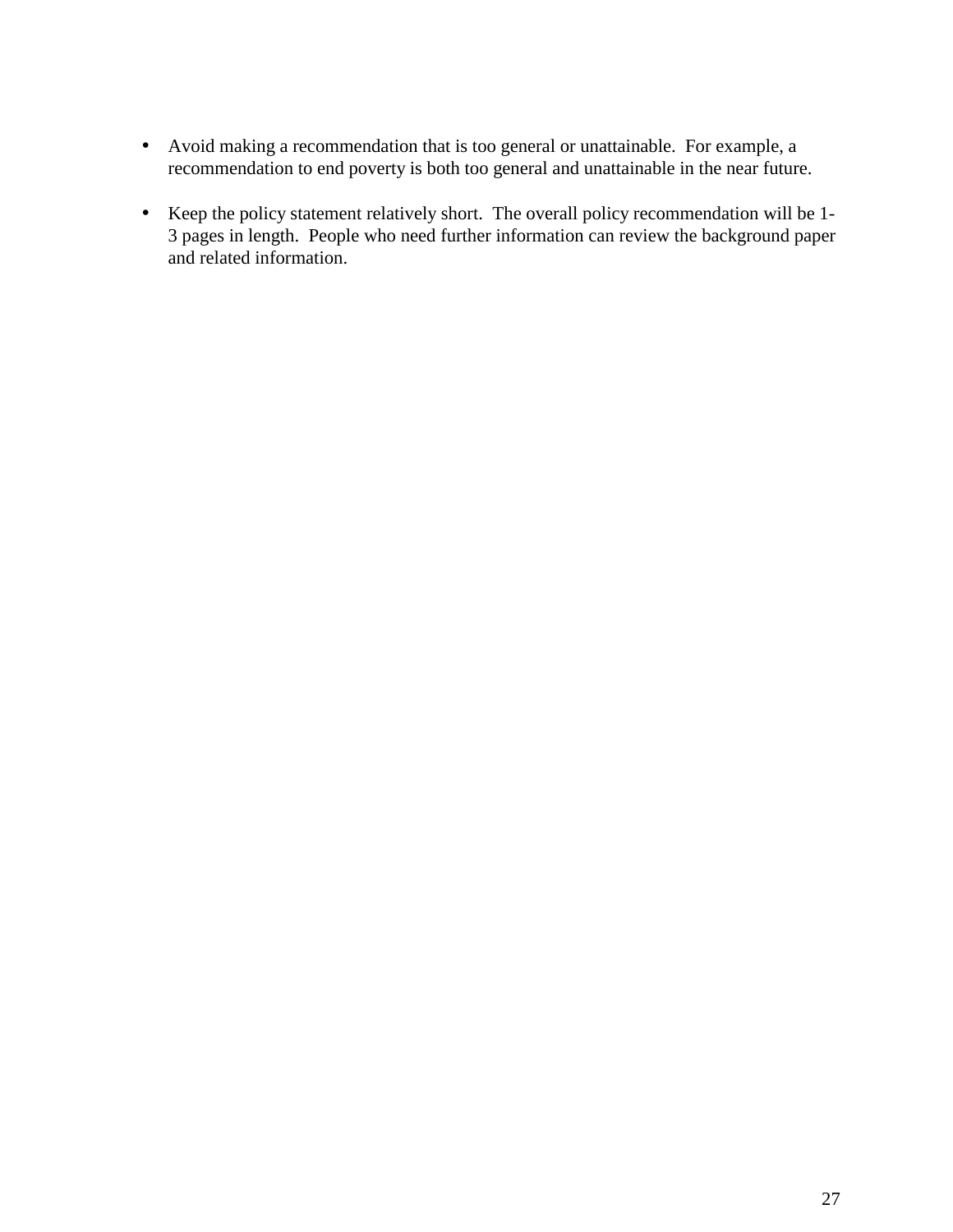- Avoid making a recommendation that is too general or unattainable.  For example, a recommendation to end poverty is both too general and unattainable in the near future.

- Keep the policy statement relatively short.  The overall policy recommendation will be 1-3 pages in length.  People who need further information can review the background paper and related information.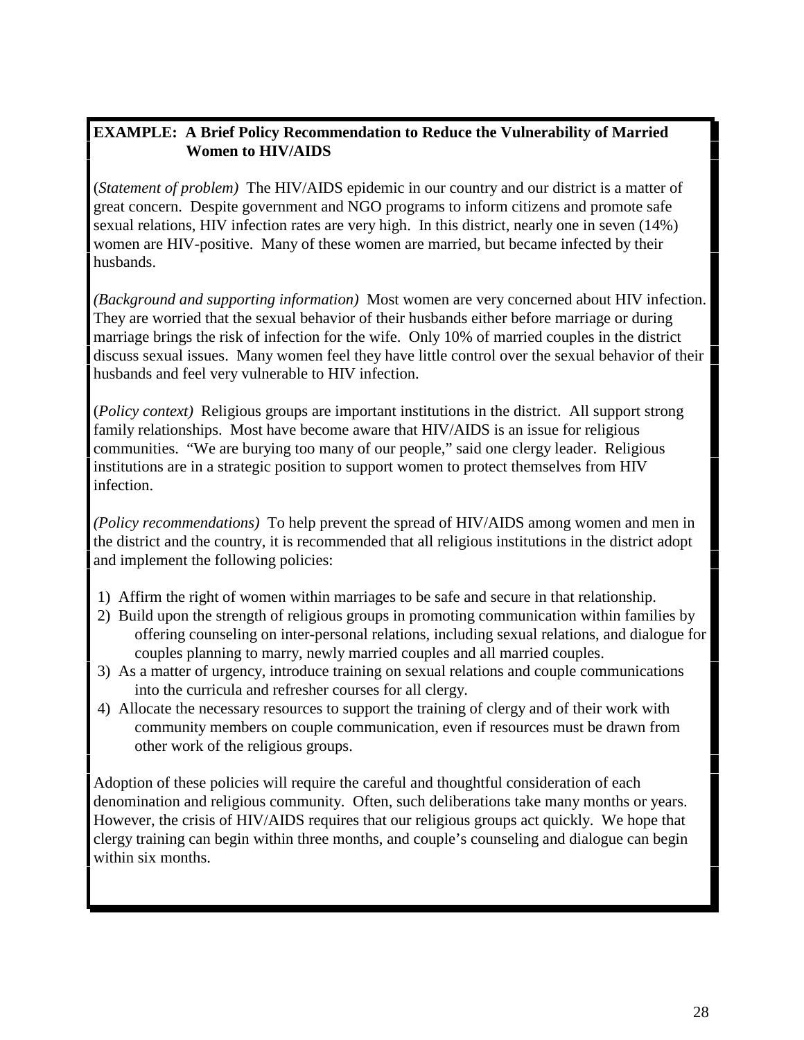**EXAMPLE: A Brief Policy Recommendation to Reduce the Vulnerability of Married Women to HIV/AIDS**

(*Statement of problem)* The HIV/AIDS epidemic in our country and our district is a matter of great concern. Despite government and NGO programs to inform citizens and promote safe sexual relations, HIV infection rates are very high. In this district, nearly one in seven (14%) women are HIV-positive. Many of these women are married, but became infected by their husbands.

*(Background and supporting information)* Most women are very concerned about HIV infection. They are worried that the sexual behavior of their husbands either before marriage or during marriage brings the risk of infection for the wife. Only 10% of married couples in the district discuss sexual issues. Many women feel they have little control over the sexual behavior of their husbands and feel very vulnerable to HIV infection.

(*Policy context)* Religious groups are important institutions in the district. All support strong family relationships. Most have become aware that HIV/AIDS is an issue for religious communities. "We are burying too many of our people," said one clergy leader. Religious institutions are in a strategic position to support women to protect themselves from HIV infection.

*(Policy recommendations)* To help prevent the spread of HIV/AIDS among women and men in the district and the country, it is recommended that all religious institutions in the district adopt and implement the following policies:

1) Affirm the right of women within marriages to be safe and secure in that relationship.
2) Build upon the strength of religious groups in promoting communication within families by offering counseling on inter-personal relations, including sexual relations, and dialogue for couples planning to marry, newly married couples and all married couples.
3) As a matter of urgency, introduce training on sexual relations and couple communications into the curricula and refresher courses for all clergy.
4) Allocate the necessary resources to support the training of clergy and of their work with community members on couple communication, even if resources must be drawn from other work of the religious groups.

Adoption of these policies will require the careful and thoughtful consideration of each denomination and religious community. Often, such deliberations take many months or years. However, the crisis of HIV/AIDS requires that our religious groups act quickly. We hope that clergy training can begin within three months, and couple's counseling and dialogue can begin within six months.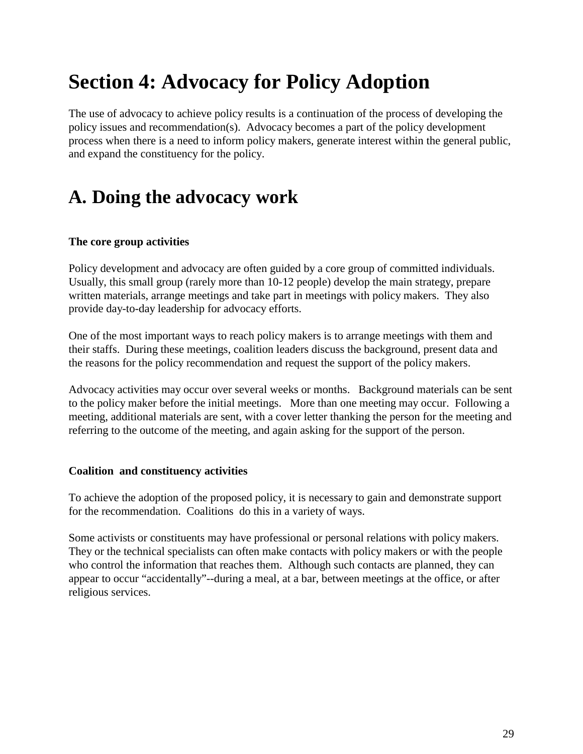# Section 4: Advocacy for Policy Adoption

The use of advocacy to achieve policy results is a continuation of the process of developing the policy issues and recommendation(s). Advocacy becomes a part of the policy development process when there is a need to inform policy makers, generate interest within the general public, and expand the constituency for the policy.

## A. Doing the advocacy work

**The core group activities**

Policy development and advocacy are often guided by a core group of committed individuals. Usually, this small group (rarely more than 10-12 people) develop the main strategy, prepare written materials, arrange meetings and take part in meetings with policy makers. They also provide day-to-day leadership for advocacy efforts.

One of the most important ways to reach policy makers is to arrange meetings with them and their staffs. During these meetings, coalition leaders discuss the background, present data and the reasons for the policy recommendation and request the support of the policy makers.

Advocacy activities may occur over several weeks or months. Background materials can be sent to the policy maker before the initial meetings. More than one meeting may occur. Following a meeting, additional materials are sent, with a cover letter thanking the person for the meeting and referring to the outcome of the meeting, and again asking for the support of the person.

**Coalition and constituency activities**

To achieve the adoption of the proposed policy, it is necessary to gain and demonstrate support for the recommendation. Coalitions do this in a variety of ways.

Some activists or constituents may have professional or personal relations with policy makers. They or the technical specialists can often make contacts with policy makers or with the people who control the information that reaches them. Although such contacts are planned, they can appear to occur "accidentally"--during a meal, at a bar, between meetings at the office, or after religious services.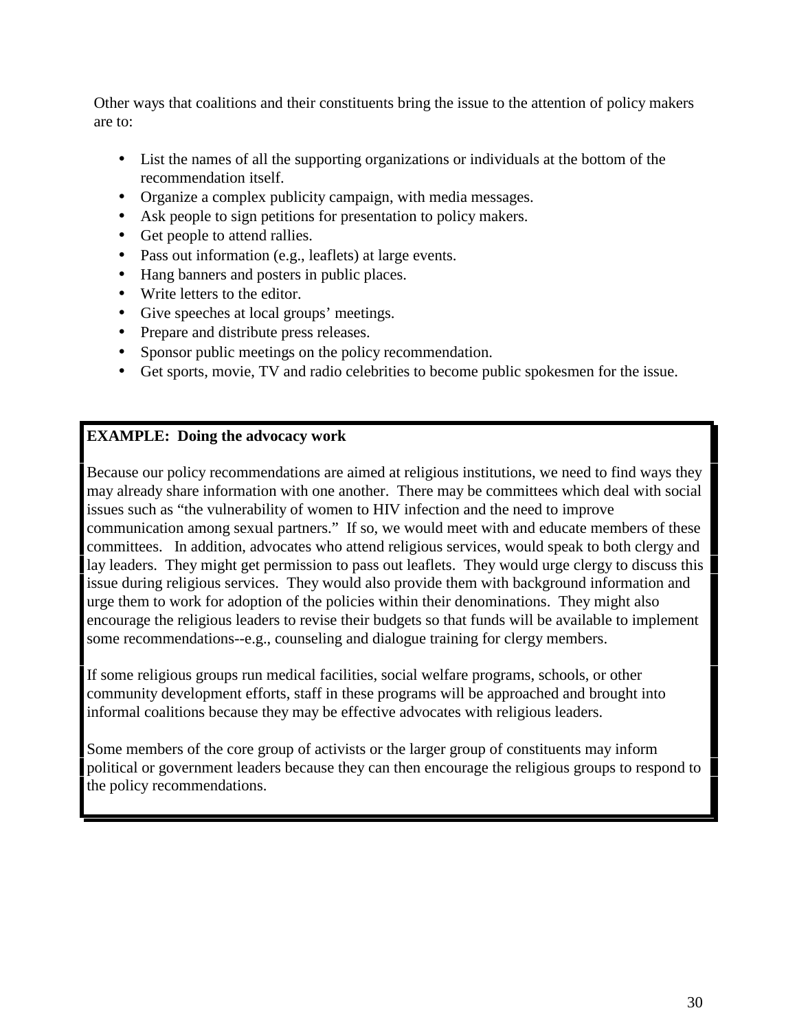Other ways that coalitions and their constituents bring the issue to the attention of policy makers are to:

- List the names of all the supporting organizations or individuals at the bottom of the recommendation itself.
- Organize a complex publicity campaign, with media messages.
- Ask people to sign petitions for presentation to policy makers.
- Get people to attend rallies.
- Pass out information (e.g., leaflets) at large events.
- Hang banners and posters in public places.
- Write letters to the editor.
- Give speeches at local groups' meetings.
- Prepare and distribute press releases.
- Sponsor public meetings on the policy recommendation.
- Get sports, movie, TV and radio celebrities to become public spokesmen for the issue.

**EXAMPLE: Doing the advocacy work**

Because our policy recommendations are aimed at religious institutions, we need to find ways they may already share information with one another. There may be committees which deal with social issues such as "the vulnerability of women to HIV infection and the need to improve communication among sexual partners." If so, we would meet with and educate members of these committees. In addition, advocates who attend religious services, would speak to both clergy and lay leaders. They might get permission to pass out leaflets. They would urge clergy to discuss this issue during religious services. They would also provide them with background information and urge them to work for adoption of the policies within their denominations. They might also encourage the religious leaders to revise their budgets so that funds will be available to implement some recommendations--e.g., counseling and dialogue training for clergy members.

If some religious groups run medical facilities, social welfare programs, schools, or other community development efforts, staff in these programs will be approached and brought into informal coalitions because they may be effective advocates with religious leaders.

Some members of the core group of activists or the larger group of constituents may inform political or government leaders because they can then encourage the religious groups to respond to the policy recommendations.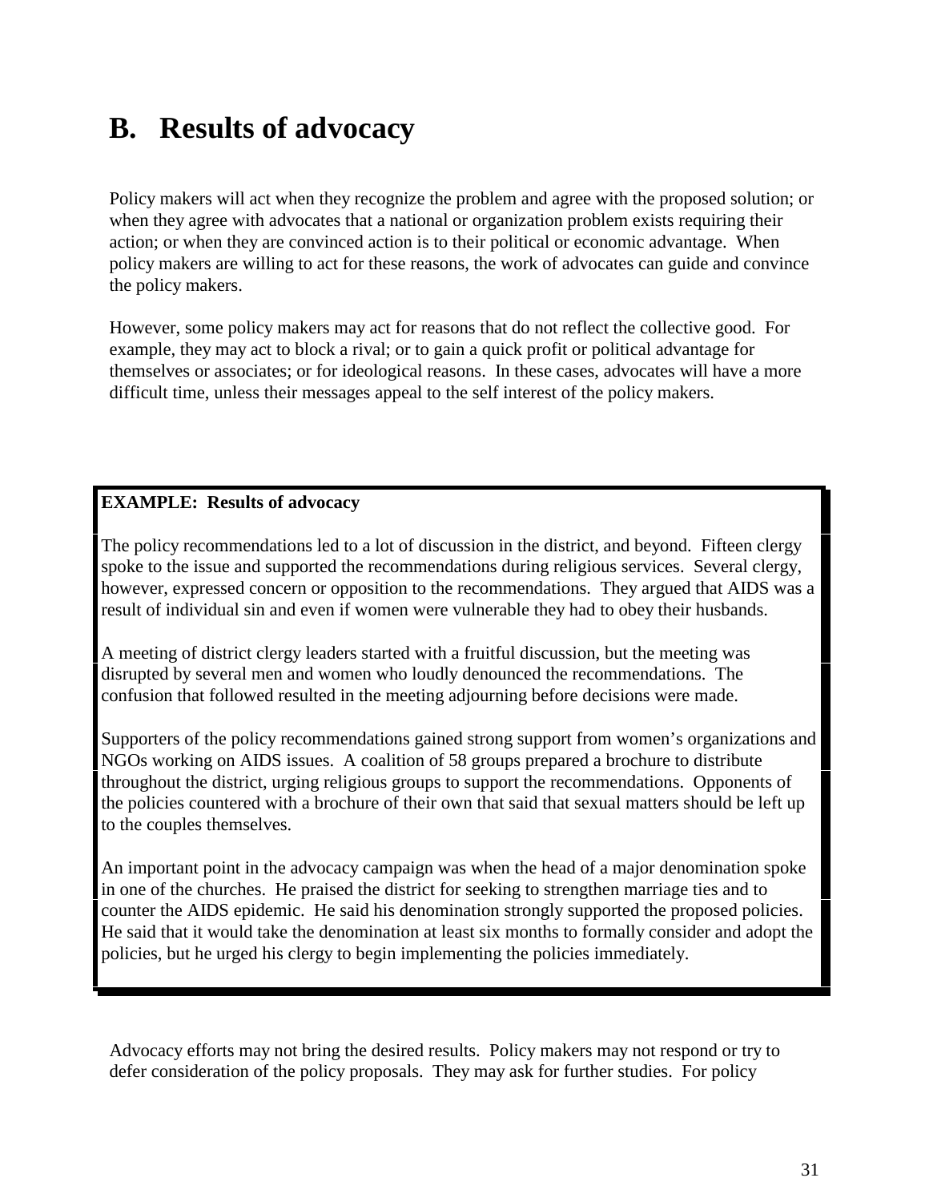## B. Results of advocacy

Policy makers will act when they recognize the problem and agree with the proposed solution; or when they agree with advocates that a national or organization problem exists requiring their action; or when they are convinced action is to their political or economic advantage. When policy makers are willing to act for these reasons, the work of advocates can guide and convince the policy makers.

However, some policy makers may act for reasons that do not reflect the collective good. For example, they may act to block a rival; or to gain a quick profit or political advantage for themselves or associates; or for ideological reasons. In these cases, advocates will have a more difficult time, unless their messages appeal to the self interest of the policy makers.

> **EXAMPLE: Results of advocacy**
>
> The policy recommendations led to a lot of discussion in the district, and beyond. Fifteen clergy spoke to the issue and supported the recommendations during religious services. Several clergy, however, expressed concern or opposition to the recommendations. They argued that AIDS was a result of individual sin and even if women were vulnerable they had to obey their husbands.
>
> A meeting of district clergy leaders started with a fruitful discussion, but the meeting was disrupted by several men and women who loudly denounced the recommendations. The confusion that followed resulted in the meeting adjourning before decisions were made.
>
> Supporters of the policy recommendations gained strong support from women's organizations and NGOs working on AIDS issues. A coalition of 58 groups prepared a brochure to distribute throughout the district, urging religious groups to support the recommendations. Opponents of the policies countered with a brochure of their own that said that sexual matters should be left up to the couples themselves.
>
> An important point in the advocacy campaign was when the head of a major denomination spoke in one of the churches. He praised the district for seeking to strengthen marriage ties and to counter the AIDS epidemic. He said his denomination strongly supported the proposed policies. He said that it would take the denomination at least six months to formally consider and adopt the policies, but he urged his clergy to begin implementing the policies immediately.

Advocacy efforts may not bring the desired results. Policy makers may not respond or try to defer consideration of the policy proposals. They may ask for further studies. For policy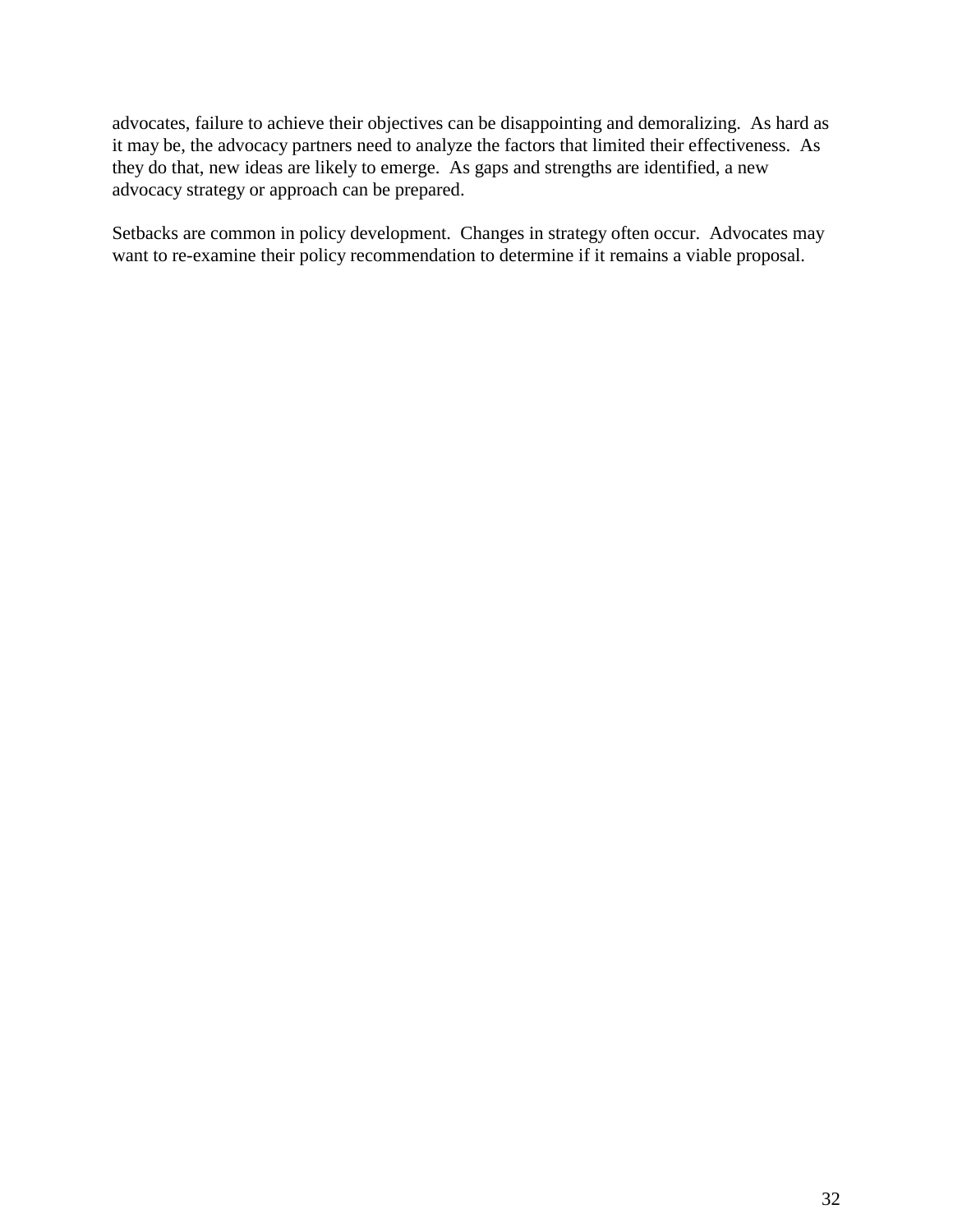advocates, failure to achieve their objectives can be disappointing and demoralizing. As hard as it may be, the advocacy partners need to analyze the factors that limited their effectiveness. As they do that, new ideas are likely to emerge. As gaps and strengths are identified, a new advocacy strategy or approach can be prepared.

Setbacks are common in policy development. Changes in strategy often occur. Advocates may want to re-examine their policy recommendation to determine if it remains a viable proposal.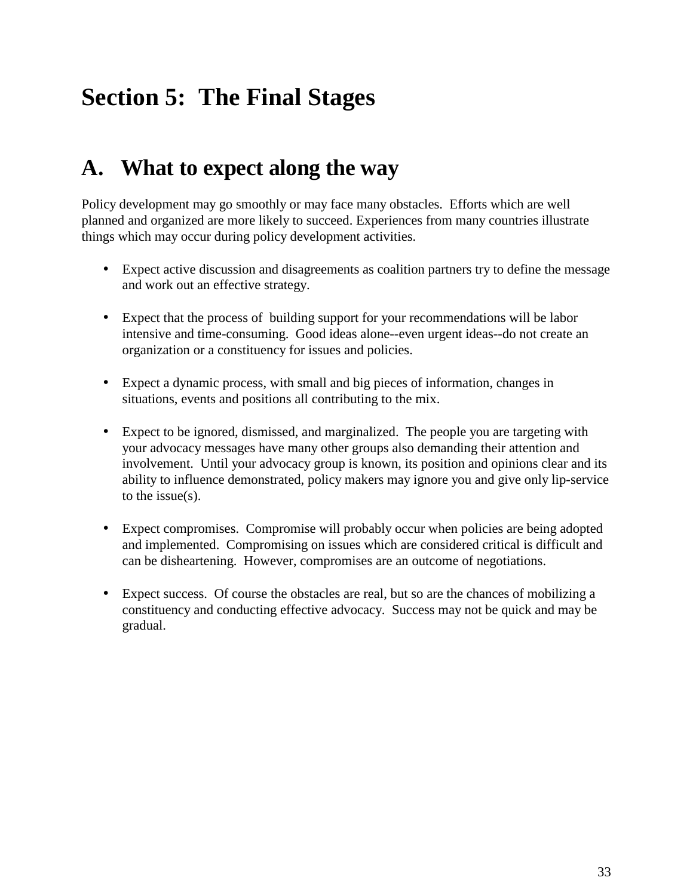# Section 5: The Final Stages

## A. What to expect along the way

Policy development may go smoothly or may face many obstacles. Efforts which are well planned and organized are more likely to succeed. Experiences from many countries illustrate things which may occur during policy development activities.

- Expect active discussion and disagreements as coalition partners try to define the message and work out an effective strategy.

- Expect that the process of building support for your recommendations will be labor intensive and time-consuming. Good ideas alone--even urgent ideas--do not create an organization or a constituency for issues and policies.

- Expect a dynamic process, with small and big pieces of information, changes in situations, events and positions all contributing to the mix.

- Expect to be ignored, dismissed, and marginalized. The people you are targeting with your advocacy messages have many other groups also demanding their attention and involvement. Until your advocacy group is known, its position and opinions clear and its ability to influence demonstrated, policy makers may ignore you and give only lip-service to the issue(s).

- Expect compromises. Compromise will probably occur when policies are being adopted and implemented. Compromising on issues which are considered critical is difficult and can be disheartening. However, compromises are an outcome of negotiations.

- Expect success. Of course the obstacles are real, but so are the chances of mobilizing a constituency and conducting effective advocacy. Success may not be quick and may be gradual.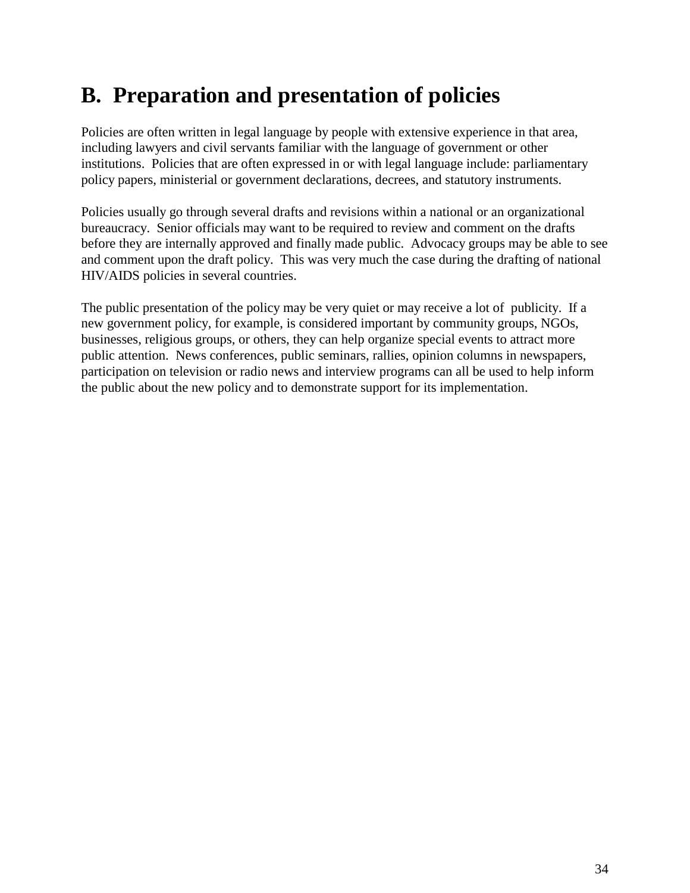## B. Preparation and presentation of policies

Policies are often written in legal language by people with extensive experience in that area, including lawyers and civil servants familiar with the language of government or other institutions. Policies that are often expressed in or with legal language include: parliamentary policy papers, ministerial or government declarations, decrees, and statutory instruments.

Policies usually go through several drafts and revisions within a national or an organizational bureaucracy. Senior officials may want to be required to review and comment on the drafts before they are internally approved and finally made public. Advocacy groups may be able to see and comment upon the draft policy. This was very much the case during the drafting of national HIV/AIDS policies in several countries.

The public presentation of the policy may be very quiet or may receive a lot of publicity. If a new government policy, for example, is considered important by community groups, NGOs, businesses, religious groups, or others, they can help organize special events to attract more public attention. News conferences, public seminars, rallies, opinion columns in newspapers, participation on television or radio news and interview programs can all be used to help inform the public about the new policy and to demonstrate support for its implementation.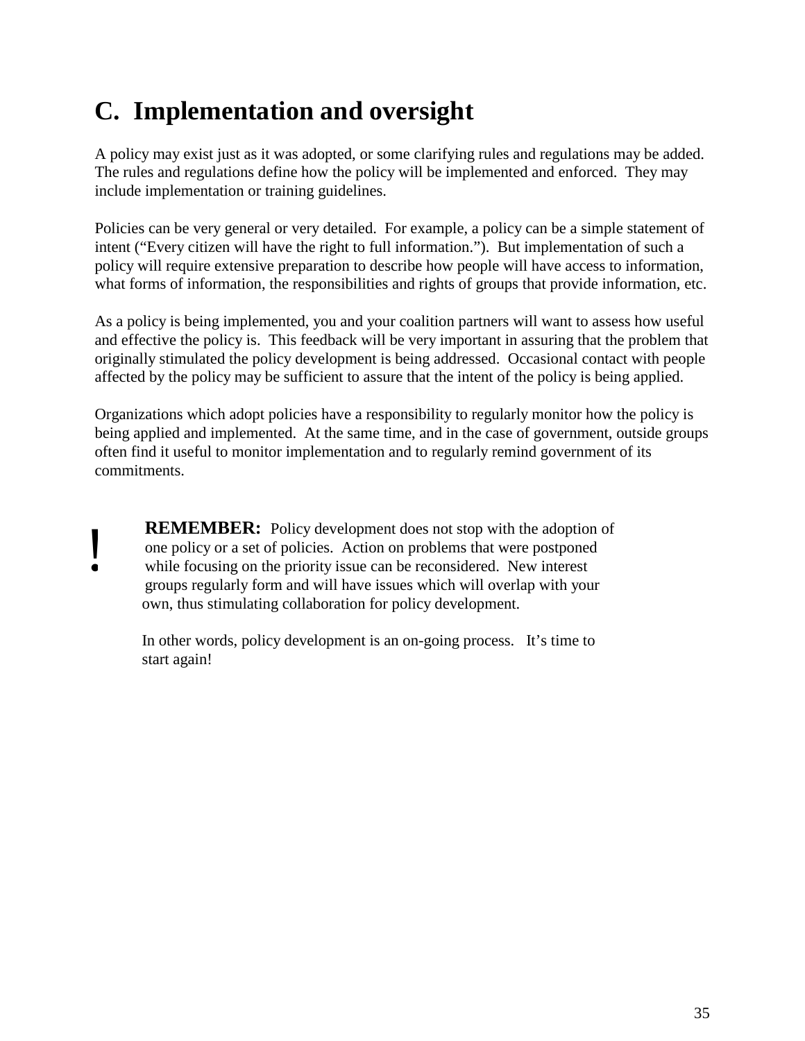## C. Implementation and oversight

A policy may exist just as it was adopted, or some clarifying rules and regulations may be added. The rules and regulations define how the policy will be implemented and enforced. They may include implementation or training guidelines.

Policies can be very general or very detailed. For example, a policy can be a simple statement of intent ("Every citizen will have the right to full information."). But implementation of such a policy will require extensive preparation to describe how people will have access to information, what forms of information, the responsibilities and rights of groups that provide information, etc.

As a policy is being implemented, you and your coalition partners will want to assess how useful and effective the policy is. This feedback will be very important in assuring that the problem that originally stimulated the policy development is being addressed. Occasional contact with people affected by the policy may be sufficient to assure that the intent of the policy is being applied.

Organizations which adopt policies have a responsibility to regularly monitor how the policy is being applied and implemented. At the same time, and in the case of government, outside groups often find it useful to monitor implementation and to regularly remind government of its commitments.

!

**REMEMBER:** Policy development does not stop with the adoption of one policy or a set of policies. Action on problems that were postponed while focusing on the priority issue can be reconsidered. New interest groups regularly form and will have issues which will overlap with your own, thus stimulating collaboration for policy development.

In other words, policy development is an on-going process. It's time to start again!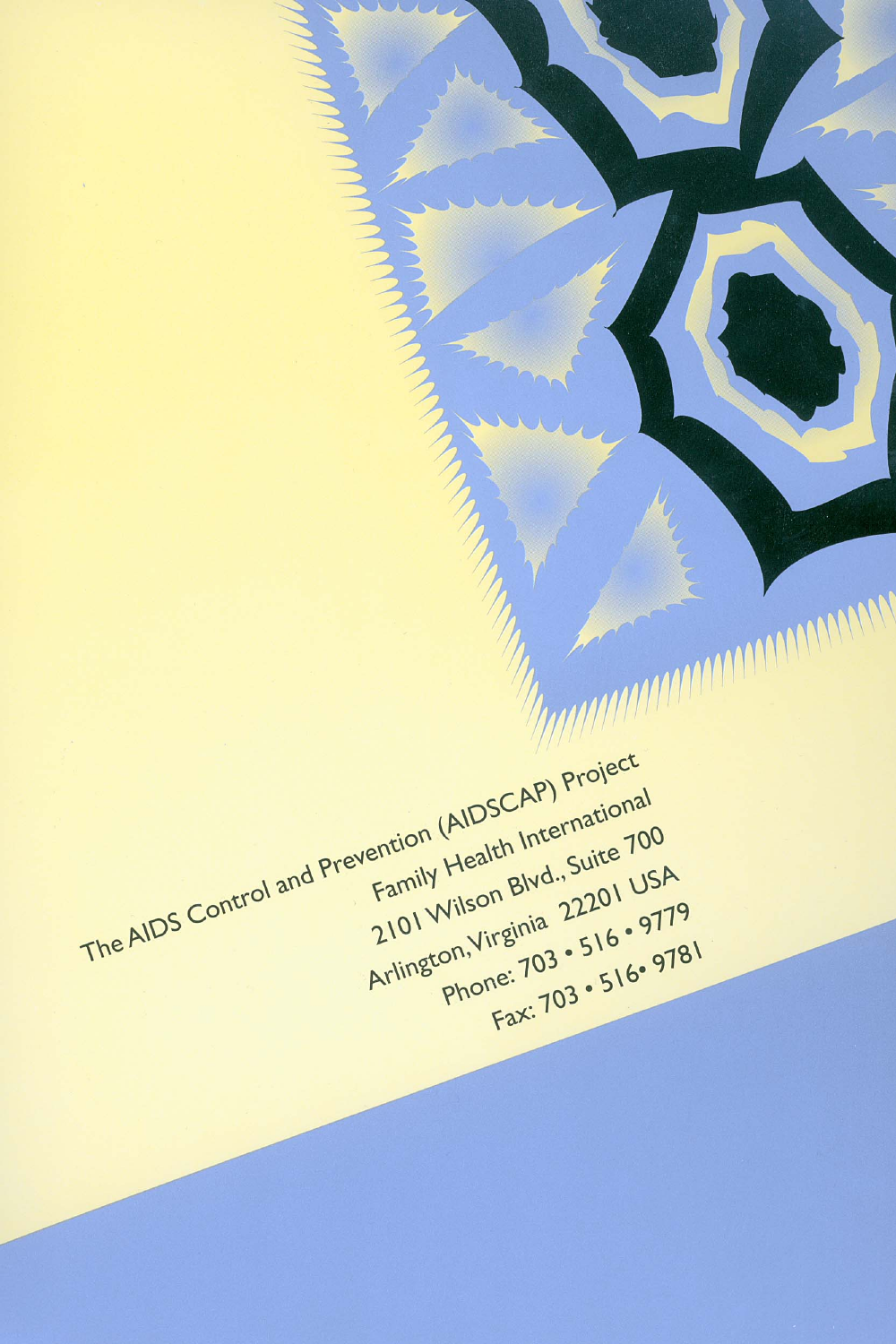The AIDS Control and Prevention (AIDSCAP) Project
Family Health International
2101 Wilson Blvd., Suite 700
Arlington, Virginia 22201 USA
Phone: 703 • 516 • 9779
Fax: 703 • 516 • 9781